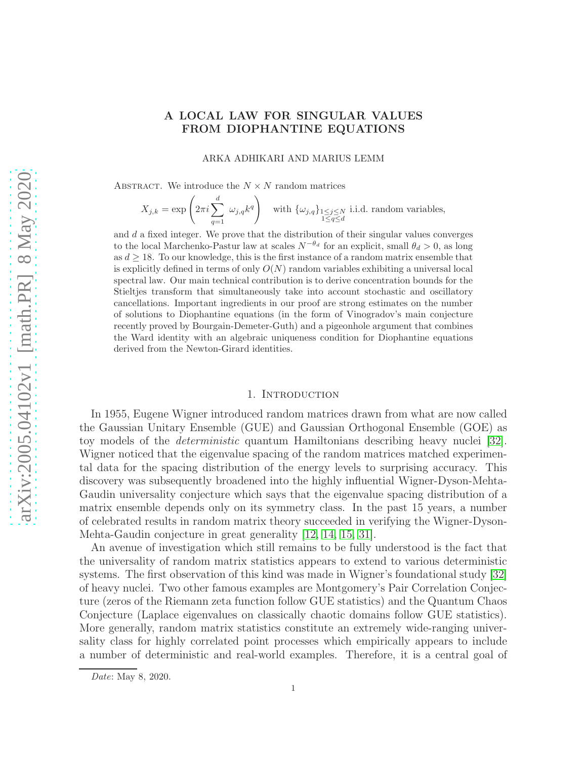# A LOCAL LAW FOR SINGULAR VALUES FROM DIOPHANTINE EQUATIONS

ARKA ADHIKARI AND MARIUS LEMM

Abstract. We introduce the $N \times N$ random matrices

$$X_{j,k} = \exp\left(2\pi i \sum_{q=1}^{d} \omega_{j,q} k^q\right) \quad \text{with } \{\omega_{j,q}\}_{\substack{1\leq j\leq N \\ 1\leq q\leq d}} \text{ i.i.d. random variables,}$$

and $d$ a fixed integer. We prove that the distribution of their singular values converges to the local Marchenko-Pastur law at scales $N^{-\theta_d}$ for an explicit, small $\theta_d > 0$, as long as $d \geq 18$. To our knowledge, this is the first instance of a random matrix ensemble that is explicitly defined in terms of only $O(N)$ random variables exhibiting a universal local spectral law. Our main technical contribution is to derive concentration bounds for the Stieltjes transform that simultaneously take into account stochastic and oscillatory cancellations. Important ingredients in our proof are strong estimates on the number of solutions to Diophantine equations (in the form of Vinogradov's main conjecture recently proved by Bourgain-Demeter-Guth) and a pigeonhole argument that combines the Ward identity with an algebraic uniqueness condition for Diophantine equations derived from the Newton-Girard identities.

## 1. Introduction

In 1955, Eugene Wigner introduced random matrices drawn from what are now called the Gaussian Unitary Ensemble (GUE) and Gaussian Orthogonal Ensemble (GOE) as toy models of the *deterministic* quantum Hamiltonians describing heavy nuclei [32]. Wigner noticed that the eigenvalue spacing of the random matrices matched experimental data for the spacing distribution of the energy levels to surprising accuracy. This discovery was subsequently broadened into the highly influential Wigner-Dyson-Mehta-Gaudin universality conjecture which says that the eigenvalue spacing distribution of a matrix ensemble depends only on its symmetry class. In the past 15 years, a number of celebrated results in random matrix theory succeeded in verifying the Wigner-Dyson-Mehta-Gaudin conjecture in great generality [12, 14, 15, 31].

An avenue of investigation which still remains to be fully understood is the fact that the universality of random matrix statistics appears to extend to various deterministic systems. The first observation of this kind was made in Wigner's foundational study [32] of heavy nuclei. Two other famous examples are Montgomery's Pair Correlation Conjecture (zeros of the Riemann zeta function follow GUE statistics) and the Quantum Chaos Conjecture (Laplace eigenvalues on classically chaotic domains follow GUE statistics). More generally, random matrix statistics constitute an extremely wide-ranging universality class for highly correlated point processes which empirically appears to include a number of deterministic and real-world examples. Therefore, it is a central goal of

*Date*: May 8, 2020.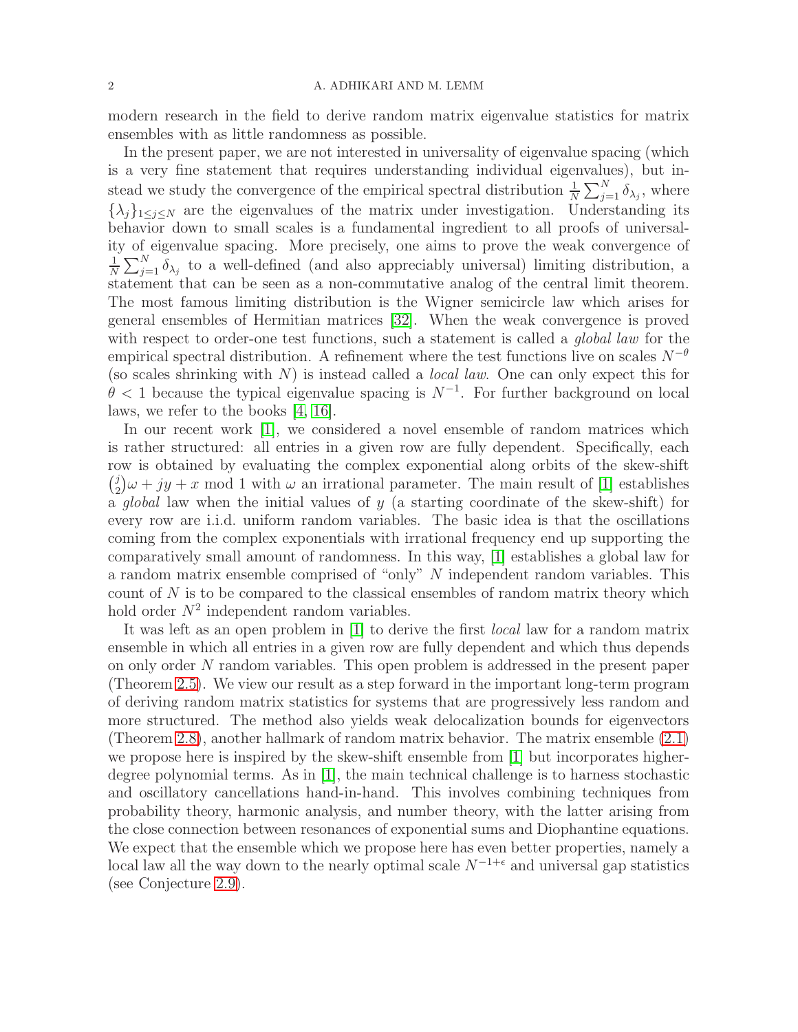modern research in the field to derive random matrix eigenvalue statistics for matrix ensembles with as little randomness as possible.

In the present paper, we are not interested in universality of eigenvalue spacing (which is a very fine statement that requires understanding individual eigenvalues), but instead we study the convergence of the empirical spectral distribution $\frac{1}{N}\sum_{j=1}^{N}\delta_{\lambda_j}$, where $\{\lambda_j\}_{1\leq j\leq N}$ are the eigenvalues of the matrix under investigation. Understanding its behavior down to small scales is a fundamental ingredient to all proofs of universality of eigenvalue spacing. More precisely, one aims to prove the weak convergence of $\frac{1}{N}\sum_{j=1}^{N}\delta_{\lambda_j}$ to a well-defined (and also appreciably universal) limiting distribution, a statement that can be seen as a non-commutative analog of the central limit theorem. The most famous limiting distribution is the Wigner semicircle law which arises for general ensembles of Hermitian matrices [32]. When the weak convergence is proved with respect to order-one test functions, such a statement is called a *global law* for the empirical spectral distribution. A refinement where the test functions live on scales $N^{-\theta}$ (so scales shrinking with $N$) is instead called a *local law*. One can only expect this for $\theta < 1$ because the typical eigenvalue spacing is $N^{-1}$. For further background on local laws, we refer to the books [4, 16].

In our recent work [1], we considered a novel ensemble of random matrices which is rather structured: all entries in a given row are fully dependent. Specifically, each row is obtained by evaluating the complex exponential along orbits of the skew-shift $\binom{j}{2}\omega + jy + x \bmod 1$ with $\omega$ an irrational parameter. The main result of [1] establishes a *global* law when the initial values of $y$ (a starting coordinate of the skew-shift) for every row are i.i.d. uniform random variables. The basic idea is that the oscillations coming from the complex exponentials with irrational frequency end up supporting the comparatively small amount of randomness. In this way, [1] establishes a global law for a random matrix ensemble comprised of "only" $N$ independent random variables. This count of $N$ is to be compared to the classical ensembles of random matrix theory which hold order $N^2$ independent random variables.

It was left as an open problem in [1] to derive the first *local* law for a random matrix ensemble in which all entries in a given row are fully dependent and which thus depends on only order $N$ random variables. This open problem is addressed in the present paper (Theorem 2.5). We view our result as a step forward in the important long-term program of deriving random matrix statistics for systems that are progressively less random and more structured. The method also yields weak delocalization bounds for eigenvectors (Theorem 2.8), another hallmark of random matrix behavior. The matrix ensemble (2.1) we propose here is inspired by the skew-shift ensemble from [1] but incorporates higher-degree polynomial terms. As in [1], the main technical challenge is to harness stochastic and oscillatory cancellations hand-in-hand. This involves combining techniques from probability theory, harmonic analysis, and number theory, with the latter arising from the close connection between resonances of exponential sums and Diophantine equations. We expect that the ensemble which we propose here has even better properties, namely a local law all the way down to the nearly optimal scale $N^{-1+\epsilon}$ and universal gap statistics (see Conjecture 2.9).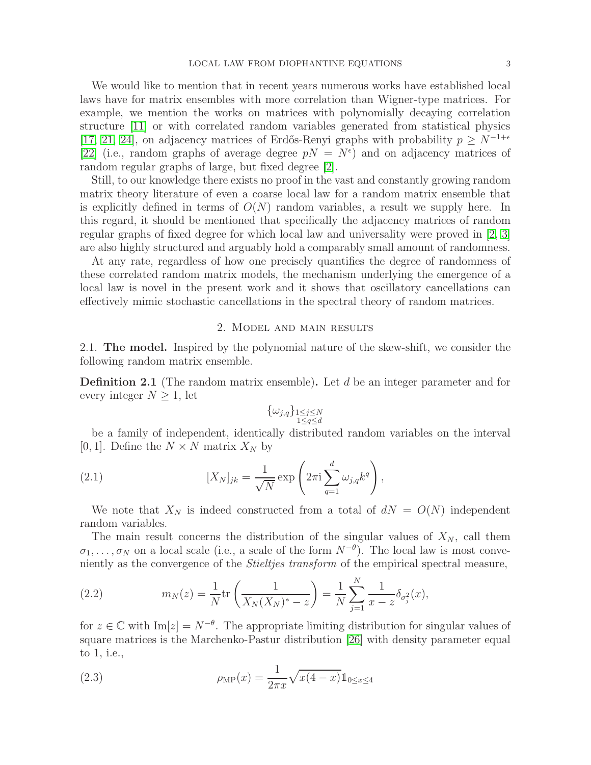We would like to mention that in recent years numerous works have established local laws have for matrix ensembles with more correlation than Wigner-type matrices. For example, we mention the works on matrices with polynomially decaying correlation structure [11] or with correlated random variables generated from statistical physics [17, 21, 24], on adjacency matrices of Erdős-Renyi graphs with probability $p \geq N^{-1+\epsilon}$ [22] (i.e., random graphs of average degree $pN = N^{\epsilon}$) and on adjacency matrices of random regular graphs of large, but fixed degree [2].

Still, to our knowledge there exists no proof in the vast and constantly growing random matrix theory literature of even a coarse local law for a random matrix ensemble that is explicitly defined in terms of $O(N)$ random variables, a result we supply here. In this regard, it should be mentioned that specifically the adjacency matrices of random regular graphs of fixed degree for which local law and universality were proved in [2, 3] are also highly structured and arguably hold a comparably small amount of randomness.

At any rate, regardless of how one precisely quantifies the degree of randomness of these correlated random matrix models, the mechanism underlying the emergence of a local law is novel in the present work and it shows that oscillatory cancellations can effectively mimic stochastic cancellations in the spectral theory of random matrices.

## 2. Model and main results

**2.1. The model.** Inspired by the polynomial nature of the skew-shift, we consider the following random matrix ensemble.

**Definition 2.1** (The random matrix ensemble)**.** Let $d$ be an integer parameter and for every integer $N \geq 1$, let

$$\{\omega_{j,q}\}_{\substack{1 \leq j \leq N \\ 1 \leq q \leq d}}$$

be a family of independent, identically distributed random variables on the interval $[0,1]$. Define the $N \times N$ matrix $X_N$ by

$$[X_N]_{jk} = \frac{1}{\sqrt{N}} \exp\left(2\pi \mathrm{i} \sum_{q=1}^{d} \omega_{j,q} k^q\right), \tag{2.1}$$

We note that $X_N$ is indeed constructed from a total of $dN = O(N)$ independent random variables.

The main result concerns the distribution of the singular values of $X_N$, call them $\sigma_1, \ldots, \sigma_N$ on a local scale (i.e., a scale of the form $N^{-\theta}$). The local law is most conveniently as the convergence of the *Stieltjes transform* of the empirical spectral measure,

$$m_N(z) = \frac{1}{N} \mathrm{tr}\left(\frac{1}{X_N (X_N)^* - z}\right) = \frac{1}{N} \sum_{j=1}^{N} \frac{1}{x - z} \delta_{\sigma_j^2}(x), \tag{2.2}$$

for $z \in \mathbb{C}$ with $\mathrm{Im}[z] = N^{-\theta}$. The appropriate limiting distribution for singular values of square matrices is the Marchenko-Pastur distribution [26] with density parameter equal to 1, i.e.,

$$\rho_{\mathrm{MP}}(x) = \frac{1}{2\pi x} \sqrt{x(4-x)} \mathbb{1}_{0 \leq x \leq 4} \tag{2.3}$$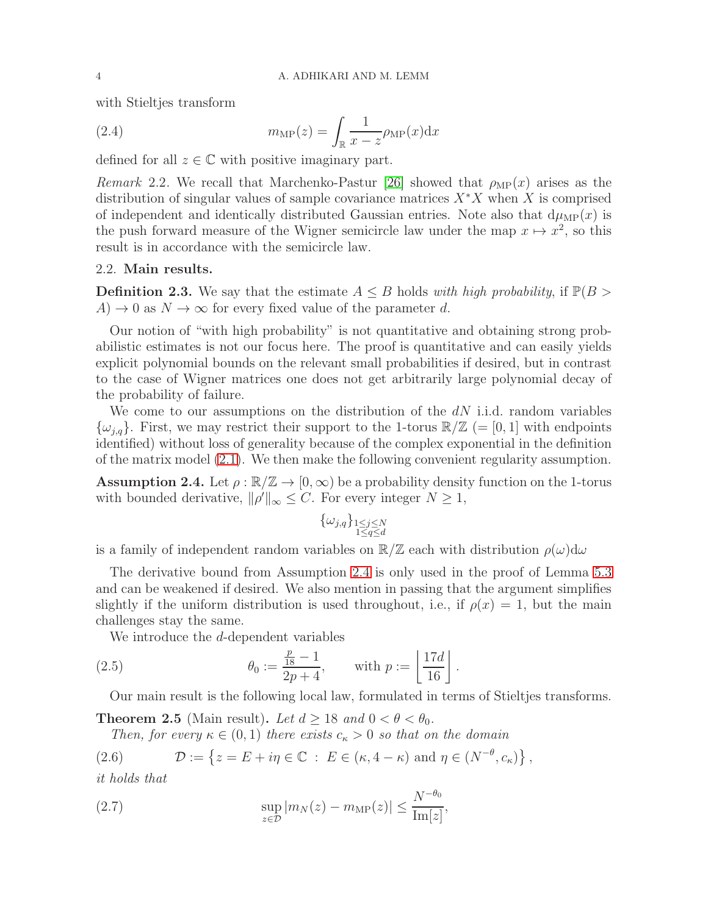with Stieltjes transform

$$m_{\mathrm{MP}}(z) = \int_{\mathbb{R}} \frac{1}{x-z} \rho_{\mathrm{MP}}(x) \mathrm{d}x \tag{2.4}$$

defined for all $z \in \mathbb{C}$ with positive imaginary part.

*Remark* 2.2. We recall that Marchenko-Pastur [26] showed that $\rho_{\mathrm{MP}}(x)$ arises as the distribution of singular values of sample covariance matrices $X^*X$ when $X$ is comprised of independent and identically distributed Gaussian entries. Note also that $\mathrm{d}\mu_{\mathrm{MP}}(x)$ is the push forward measure of the Wigner semicircle law under the map $x \mapsto x^2$, so this result is in accordance with the semicircle law.

### 2.2. Main results.

**Definition 2.3.** We say that the estimate $A \leq B$ holds *with high probability*, if $\mathbb{P}(B > A) \to 0$ as $N \to \infty$ for every fixed value of the parameter $d$.

Our notion of "with high probability" is not quantitative and obtaining strong probabilistic estimates is not our focus here. The proof is quantitative and can easily yields explicit polynomial bounds on the relevant small probabilities if desired, but in contrast to the case of Wigner matrices one does not get arbitrarily large polynomial decay of the probability of failure.

We come to our assumptions on the distribution of the $dN$ i.i.d. random variables $\{\omega_{j,q}\}$. First, we may restrict their support to the 1-torus $\mathbb{R}/\mathbb{Z}$ ($= [0,1]$ with endpoints identified) without loss of generality because of the complex exponential in the definition of the matrix model (2.1). We then make the following convenient regularity assumption.

**Assumption 2.4.** Let $\rho : \mathbb{R}/\mathbb{Z} \to [0,\infty)$ be a probability density function on the 1-torus with bounded derivative, $\|\rho'\|_\infty \leq C$. For every integer $N \geq 1$,

$$\{\omega_{j,q}\}_{\substack{1 \leq j \leq N \\ 1 \leq q \leq d}}$$

is a family of independent random variables on $\mathbb{R}/\mathbb{Z}$ each with distribution $\rho(\omega)\mathrm{d}\omega$

The derivative bound from Assumption 2.4 is only used in the proof of Lemma 5.3 and can be weakened if desired. We also mention in passing that the argument simplifies slightly if the uniform distribution is used throughout, i.e., if $\rho(x) = 1$, but the main challenges stay the same.

We introduce the $d$-dependent variables

$$\theta_0 := \frac{\frac{p}{18} - 1}{2p + 4}, \qquad \text{with } p := \left\lfloor \frac{17d}{16} \right\rfloor. \tag{2.5}$$

Our main result is the following local law, formulated in terms of Stieltjes transforms.

**Theorem 2.5** (Main result)**.** *Let $d \geq 18$ and $0 < \theta < \theta_0$.*

*Then, for every $\kappa \in (0,1)$ there exists $c_\kappa > 0$ so that on the domain*

$$\mathcal{D} := \left\{ z = E + i\eta \in \mathbb{C} \ : \ E \in (\kappa, 4-\kappa) \text{ and } \eta \in (N^{-\theta}, c_\kappa) \right\}, \tag{2.6}$$

*it holds that*

$$\sup_{z \in \mathcal{D}} |m_N(z) - m_{\mathrm{MP}}(z)| \leq \frac{N^{-\theta_0}}{\mathrm{Im}[z]}, \tag{2.7}$$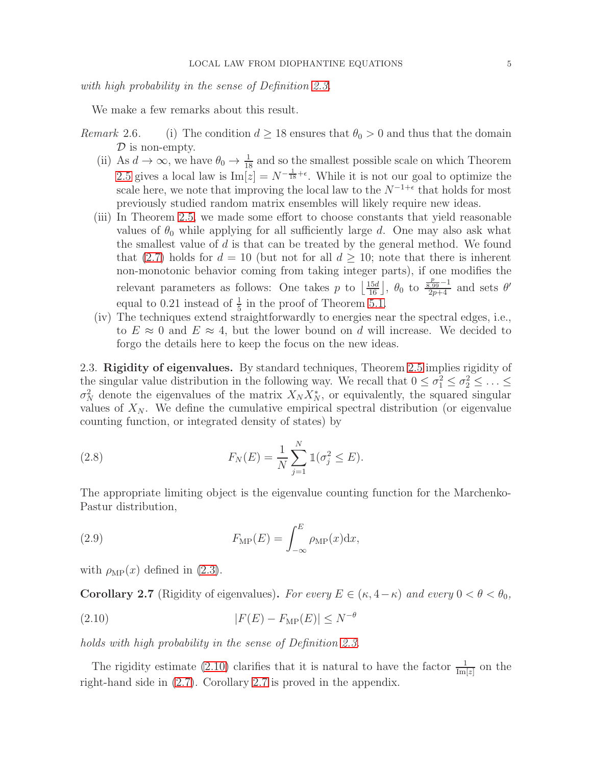*with high probability in the sense of Definition 2.3.*

We make a few remarks about this result.

*Remark* 2.6.

(i) The condition $d \geq 18$ ensures that $\theta_0 > 0$ and thus that the domain $\mathcal{D}$ is non-empty.

(ii) As $d \to \infty$, we have $\theta_0 \to \frac{1}{18}$ and so the smallest possible scale on which Theorem 2.5 gives a local law is $\mathrm{Im}[z] = N^{-\frac{1}{18}+\epsilon}$. While it is not our goal to optimize the scale here, we note that improving the local law to the $N^{-1+\epsilon}$ that holds for most previously studied random matrix ensembles will likely require new ideas.

(iii) In Theorem 2.5, we made some effort to choose constants that yield reasonable values of $\theta_0$ while applying for all sufficiently large $d$. One may also ask what the smallest value of $d$ is that can be treated by the general method. We found that (2.7) holds for $d = 10$ (but not for all $d \geq 10$; note that there is inherent non-monotonic behavior coming from taking integer parts), if one modifies the relevant parameters as follows: One takes $p$ to $\lfloor \frac{15d}{16} \rfloor$, $\theta_0$ to $\frac{\frac{p}{8.99}-1}{2p+4}$ and sets $\theta'$ equal to 0.21 instead of $\frac{1}{5}$ in the proof of Theorem 5.1.

(iv) The techniques extend straightforwardly to energies near the spectral edges, i.e., to $E \approx 0$ and $E \approx 4$, but the lower bound on $d$ will increase. We decided to forgo the details here to keep the focus on the new ideas.

## 2.3. Rigidity of eigenvalues.

By standard techniques, Theorem 2.5 implies rigidity of the singular value distribution in the following way. We recall that $0 \leq \sigma_1^2 \leq \sigma_2^2 \leq \ldots \leq \sigma_N^2$ denote the eigenvalues of the matrix $X_N X_N^*$, or equivalently, the squared singular values of $X_N$. We define the cumulative empirical spectral distribution (or eigenvalue counting function, or integrated density of states) by

$$F_N(E) = \frac{1}{N} \sum_{j=1}^{N} \mathbb{1}(\sigma_j^2 \leq E). \tag{2.8}$$

The appropriate limiting object is the eigenvalue counting function for the Marchenko-Pastur distribution,

$$F_{\mathrm{MP}}(E) = \int_{-\infty}^{E} \rho_{\mathrm{MP}}(x) \mathrm{d}x, \tag{2.9}$$

with $\rho_{\mathrm{MP}}(x)$ defined in (2.3).

**Corollary 2.7** (Rigidity of eigenvalues)**.** *For every $E \in (\kappa, 4-\kappa)$ and every $0 < \theta < \theta_0$,*

$$|F(E) - F_{\mathrm{MP}}(E)| \leq N^{-\theta} \tag{2.10}$$

*holds with high probability in the sense of Definition 2.3.*

The rigidity estimate (2.10) clarifies that it is natural to have the factor $\frac{1}{\mathrm{Im}[z]}$ on the right-hand side in (2.7). Corollary 2.7 is proved in the appendix.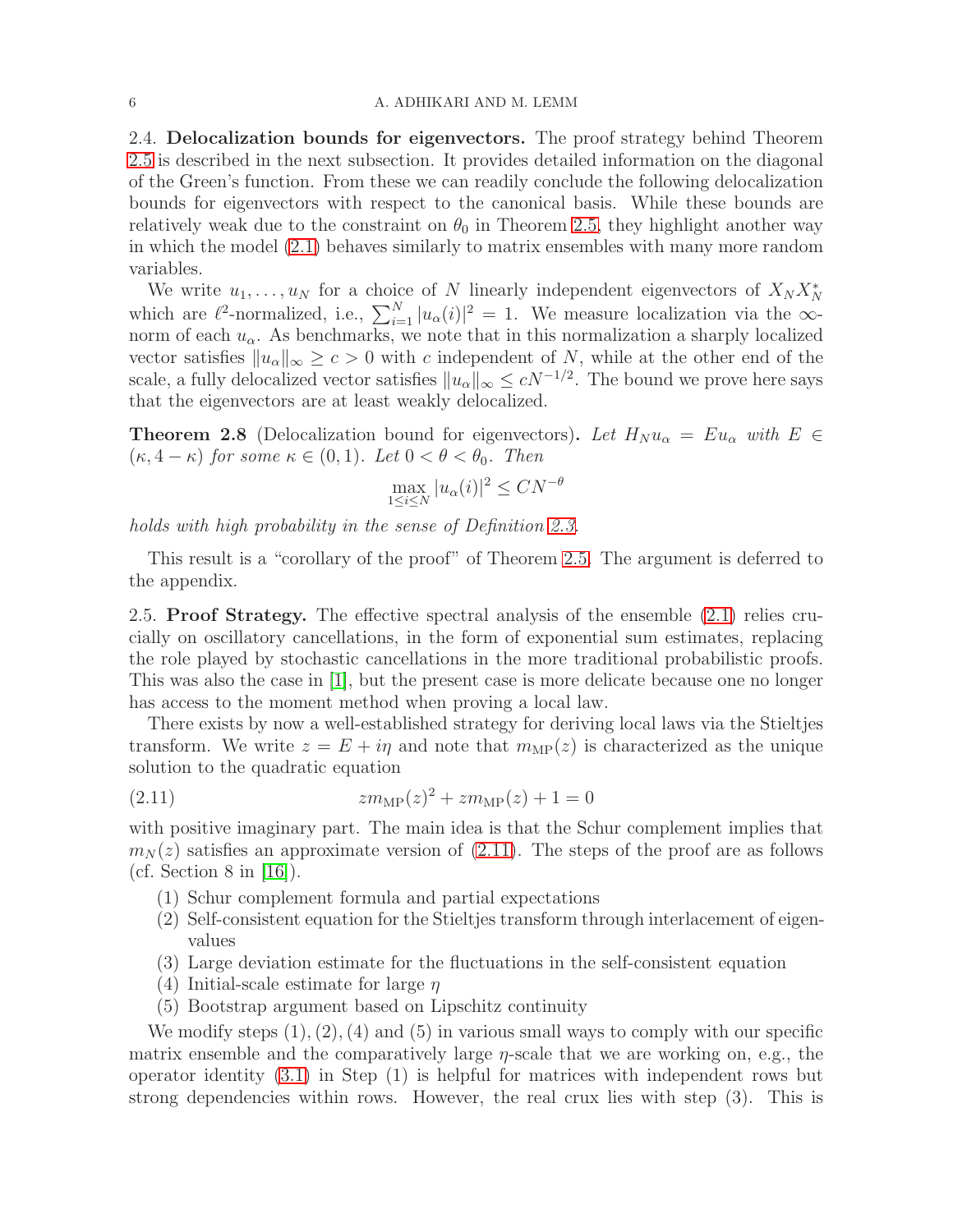## 2.4. Delocalization bounds for eigenvectors.

The proof strategy behind Theorem 2.5 is described in the next subsection. It provides detailed information on the diagonal of the Green's function. From these we can readily conclude the following delocalization bounds for eigenvectors with respect to the canonical basis. While these bounds are relatively weak due to the constraint on $\theta_0$ in Theorem 2.5, they highlight another way in which the model (2.1) behaves similarly to matrix ensembles with many more random variables.

We write $u_1, \ldots, u_N$ for a choice of $N$ linearly independent eigenvectors of $X_N X_N^*$ which are $\ell^2$-normalized, i.e., $\sum_{i=1}^N |u_\alpha(i)|^2 = 1$. We measure localization via the $\infty$-norm of each $u_\alpha$. As benchmarks, we note that in this normalization a sharply localized vector satisfies $\|u_\alpha\|_\infty \geq c > 0$ with $c$ independent of $N$, while at the other end of the scale, a fully delocalized vector satisfies $\|u_\alpha\|_\infty \leq cN^{-1/2}$. The bound we prove here says that the eigenvectors are at least weakly delocalized.

**Theorem 2.8** (Delocalization bound for eigenvectors)**.** *Let $H_N u_\alpha = E u_\alpha$ with $E \in (\kappa, 4 - \kappa)$ for some $\kappa \in (0, 1)$. Let $0 < \theta < \theta_0$. Then*

$$\max_{1 \leq i \leq N} |u_\alpha(i)|^2 \leq CN^{-\theta}$$

*holds with high probability in the sense of Definition 2.3.*

This result is a "corollary of the proof" of Theorem 2.5. The argument is deferred to the appendix.

## 2.5. Proof Strategy.

The effective spectral analysis of the ensemble (2.1) relies crucially on oscillatory cancellations, in the form of exponential sum estimates, replacing the role played by stochastic cancellations in the more traditional probabilistic proofs. This was also the case in [1], but the present case is more delicate because one no longer has access to the moment method when proving a local law.

There exists by now a well-established strategy for deriving local laws via the Stieltjes transform. We write $z = E + i\eta$ and note that $m_{\mathrm{MP}}(z)$ is characterized as the unique solution to the quadratic equation

$$z m_{\mathrm{MP}}(z)^2 + z m_{\mathrm{MP}}(z) + 1 = 0 \tag{2.11}$$

with positive imaginary part. The main idea is that the Schur complement implies that $m_N(z)$ satisfies an approximate version of (2.11). The steps of the proof are as follows (cf. Section 8 in [16]).

1. Schur complement formula and partial expectations
2. Self-consistent equation for the Stieltjes transform through interlacement of eigenvalues
3. Large deviation estimate for the fluctuations in the self-consistent equation
4. Initial-scale estimate for large $\eta$
5. Bootstrap argument based on Lipschitz continuity

We modify steps (1), (2), (4) and (5) in various small ways to comply with our specific matrix ensemble and the comparatively large $\eta$-scale that we are working on, e.g., the operator identity (3.1) in Step (1) is helpful for matrices with independent rows but strong dependencies within rows. However, the real crux lies with step (3). This is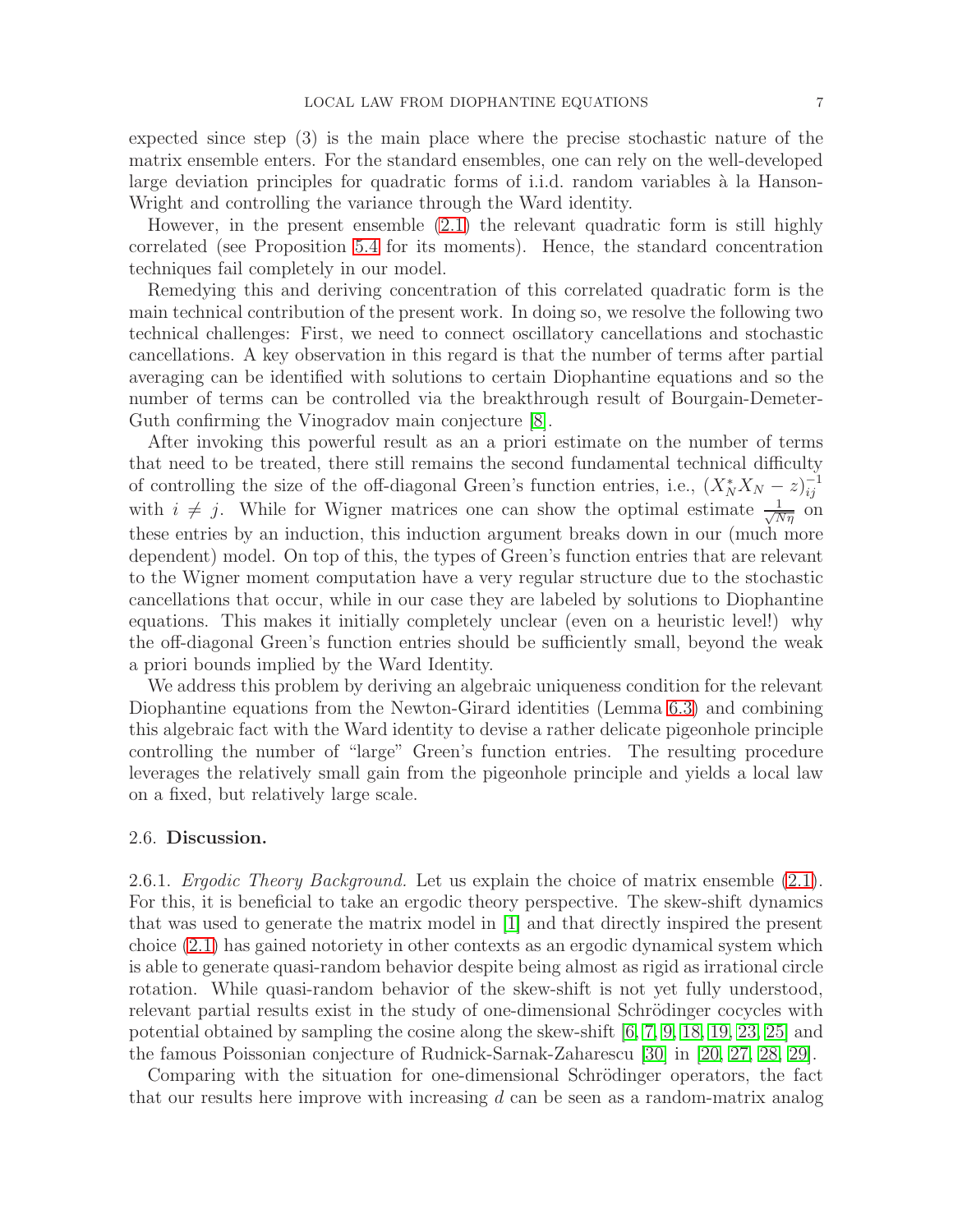expected since step (3) is the main place where the precise stochastic nature of the matrix ensemble enters. For the standard ensembles, one can rely on the well-developed large deviation principles for quadratic forms of i.i.d. random variables à la Hanson-Wright and controlling the variance through the Ward identity.

However, in the present ensemble (2.1) the relevant quadratic form is still highly correlated (see Proposition 5.4 for its moments). Hence, the standard concentration techniques fail completely in our model.

Remedying this and deriving concentration of this correlated quadratic form is the main technical contribution of the present work. In doing so, we resolve the following two technical challenges: First, we need to connect oscillatory cancellations and stochastic cancellations. A key observation in this regard is that the number of terms after partial averaging can be identified with solutions to certain Diophantine equations and so the number of terms can be controlled via the breakthrough result of Bourgain-Demeter-Guth confirming the Vinogradov main conjecture [8].

After invoking this powerful result as an a priori estimate on the number of terms that need to be treated, there still remains the second fundamental technical difficulty of controlling the size of the off-diagonal Green's function entries, i.e., $(X_N^* X_N - z)^{-1}_{ij}$ with $i \neq j$. While for Wigner matrices one can show the optimal estimate $\frac{1}{\sqrt{N\eta}}$ on these entries by an induction, this induction argument breaks down in our (much more dependent) model. On top of this, the types of Green's function entries that are relevant to the Wigner moment computation have a very regular structure due to the stochastic cancellations that occur, while in our case they are labeled by solutions to Diophantine equations. This makes it initially completely unclear (even on a heuristic level!) why the off-diagonal Green's function entries should be sufficiently small, beyond the weak a priori bounds implied by the Ward Identity.

We address this problem by deriving an algebraic uniqueness condition for the relevant Diophantine equations from the Newton-Girard identities (Lemma 6.3) and combining this algebraic fact with the Ward identity to devise a rather delicate pigeonhole principle controlling the number of "large" Green's function entries. The resulting procedure leverages the relatively small gain from the pigeonhole principle and yields a local law on a fixed, but relatively large scale.

### 2.6. Discussion.

2.6.1. *Ergodic Theory Background.* Let us explain the choice of matrix ensemble (2.1). For this, it is beneficial to take an ergodic theory perspective. The skew-shift dynamics that was used to generate the matrix model in [1] and that directly inspired the present choice (2.1) has gained notoriety in other contexts as an ergodic dynamical system which is able to generate quasi-random behavior despite being almost as rigid as irrational circle rotation. While quasi-random behavior of the skew-shift is not yet fully understood, relevant partial results exist in the study of one-dimensional Schrödinger cocycles with potential obtained by sampling the cosine along the skew-shift [6, 7, 9, 18, 19, 23, 25] and the famous Poissonian conjecture of Rudnick-Sarnak-Zaharescu [30] in [20, 27, 28, 29].

Comparing with the situation for one-dimensional Schrödinger operators, the fact that our results here improve with increasing $d$ can be seen as a random-matrix analog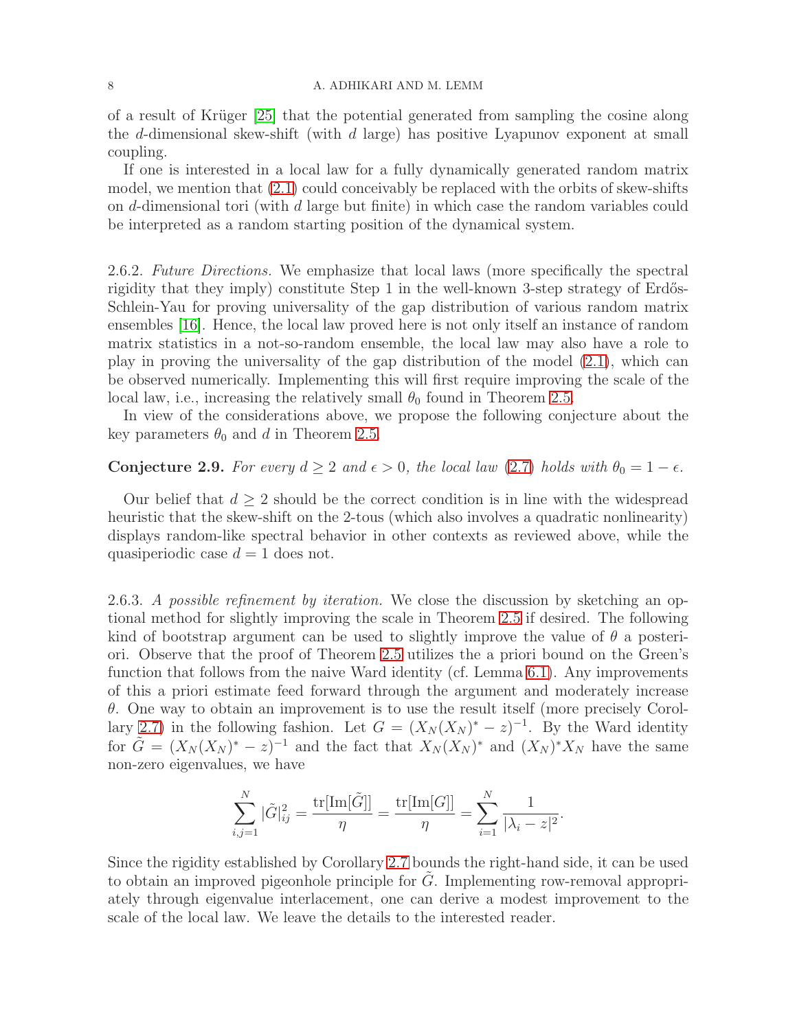of a result of Krüger [25] that the potential generated from sampling the cosine along the $d$-dimensional skew-shift (with $d$ large) has positive Lyapunov exponent at small coupling.

If one is interested in a local law for a fully dynamically generated random matrix model, we mention that (2.1) could conceivably be replaced with the orbits of skew-shifts on $d$-dimensional tori (with $d$ large but finite) in which case the random variables could be interpreted as a random starting position of the dynamical system.

2.6.2. *Future Directions.* We emphasize that local laws (more specifically the spectral rigidity that they imply) constitute Step 1 in the well-known 3-step strategy of Erdős-Schlein-Yau for proving universality of the gap distribution of various random matrix ensembles [16]. Hence, the local law proved here is not only itself an instance of random matrix statistics in a not-so-random ensemble, the local law may also have a role to play in proving the universality of the gap distribution of the model (2.1), which can be observed numerically. Implementing this will first require improving the scale of the local law, i.e., increasing the relatively small $\theta_0$ found in Theorem 2.5.

In view of the considerations above, we propose the following conjecture about the key parameters $\theta_0$ and $d$ in Theorem 2.5.

**Conjecture 2.9.** *For every $d \geq 2$ and $\epsilon > 0$, the local law (2.7) holds with $\theta_0 = 1 - \epsilon$.*

Our belief that $d \geq 2$ should be the correct condition is in line with the widespread heuristic that the skew-shift on the 2-tous (which also involves a quadratic nonlinearity) displays random-like spectral behavior in other contexts as reviewed above, while the quasiperiodic case $d = 1$ does not.

2.6.3. *A possible refinement by iteration.* We close the discussion by sketching an optional method for slightly improving the scale in Theorem 2.5 if desired. The following kind of bootstrap argument can be used to slightly improve the value of $\theta$ a posteriori. Observe that the proof of Theorem 2.5 utilizes the a priori bound on the Green's function that follows from the naive Ward identity (cf. Lemma 6.1). Any improvements of this a priori estimate feed forward through the argument and moderately increase $\theta$. One way to obtain an improvement is to use the result itself (more precisely Corollary 2.7) in the following fashion. Let $G = (X_N(X_N)^* - z)^{-1}$. By the Ward identity for $\tilde{G} = (X_N(X_N)^* - z)^{-1}$ and the fact that $X_N(X_N)^*$ and $(X_N)^*X_N$ have the same non-zero eigenvalues, we have

$$\sum_{i,j=1}^{N} |\tilde{G}|_{ij}^2 = \frac{\mathrm{tr}[\mathrm{Im}[\tilde{G}]]}{\eta} = \frac{\mathrm{tr}[\mathrm{Im}[G]]}{\eta} = \sum_{i=1}^{N} \frac{1}{|\lambda_i - z|^2}.$$

Since the rigidity established by Corollary 2.7 bounds the right-hand side, it can be used to obtain an improved pigeonhole principle for $\tilde{G}$. Implementing row-removal appropriately through eigenvalue interlacement, one can derive a modest improvement to the scale of the local law. We leave the details to the interested reader.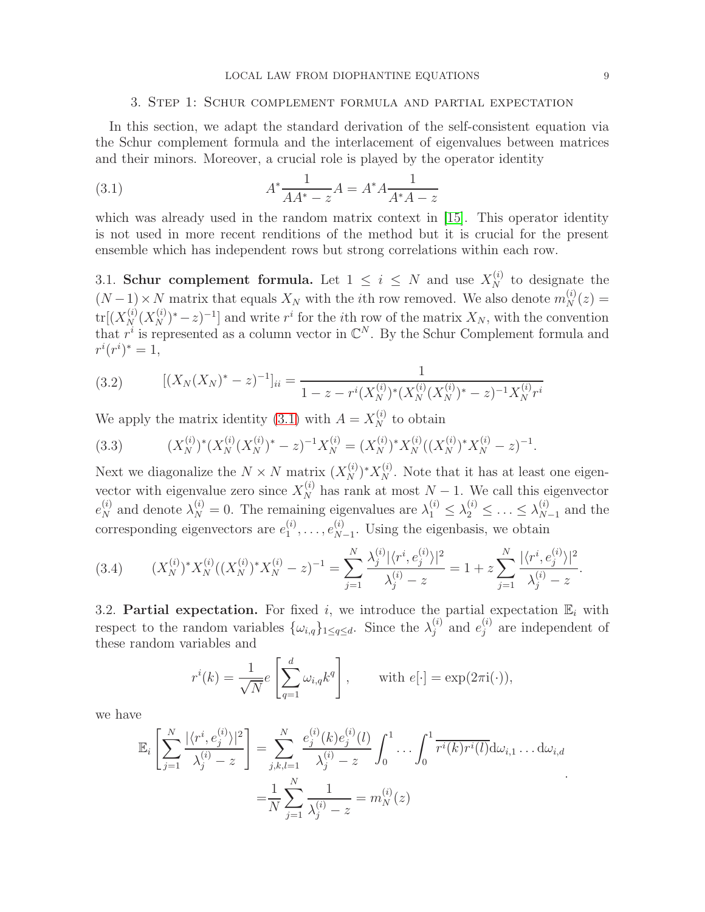## 3. Step 1: Schur complement formula and partial expectation

In this section, we adapt the standard derivation of the self-consistent equation via the Schur complement formula and the interlacement of eigenvalues between matrices and their minors. Moreover, a crucial role is played by the operator identity

$$A^* \frac{1}{AA^* - z} A = A^* A \frac{1}{A^* A - z} \tag{3.1}$$

which was already used in the random matrix context in [15]. This operator identity is not used in more recent renditions of the method but it is crucial for the present ensemble which has independent rows but strong correlations within each row.

3.1. **Schur complement formula.** Let $1 \leq i \leq N$ and use $X_N^{(i)}$ to designate the $(N-1)\times N$ matrix that equals $X_N$ with the $i$th row removed. We also denote $m_N^{(i)}(z) = \mathrm{tr}[(X_N^{(i)}(X_N^{(i)})^* - z)^{-1}]$ and write $r^i$ for the $i$th row of the matrix $X_N$, with the convention that $r^i$ is represented as a column vector in $\mathbb{C}^N$. By the Schur Complement formula and $r^i(r^i)^* = 1$,

$$[(X_N(X_N)^* - z)^{-1}]_{ii} = \frac{1}{1 - z - r^i(X_N^{(i)})^*(X_N^{(i)}(X_N^{(i)})^* - z)^{-1}X_N^{(i)}r^i} \tag{3.2}$$

We apply the matrix identity (3.1) with $A = X_N^{(i)}$ to obtain

$$(X_N^{(i)})^*(X_N^{(i)}(X_N^{(i)})^* - z)^{-1}X_N^{(i)} = (X_N^{(i)})^*X_N^{(i)}((X_N^{(i)})^*X_N^{(i)} - z)^{-1}. \tag{3.3}$$

Next we diagonalize the $N \times N$ matrix $(X_N^{(i)})^*X_N^{(i)}$. Note that it has at least one eigenvector with eigenvalue zero since $X_N^{(i)}$ has rank at most $N-1$. We call this eigenvector $e_N^{(i)}$ and denote $\lambda_N^{(i)} = 0$. The remaining eigenvalues are $\lambda_1^{(i)} \leq \lambda_2^{(i)} \leq \ldots \leq \lambda_{N-1}^{(i)}$ and the corresponding eigenvectors are $e_1^{(i)}, \ldots, e_{N-1}^{(i)}$. Using the eigenbasis, we obtain

$$(X_N^{(i)})^*X_N^{(i)}((X_N^{(i)})^*X_N^{(i)} - z)^{-1} = \sum_{j=1}^N \frac{\lambda_j^{(i)}|\langle r^i, e_j^{(i)}\rangle|^2}{\lambda_j^{(i)} - z} = 1 + z\sum_{j=1}^N \frac{|\langle r^i, e_j^{(i)}\rangle|^2}{\lambda_j^{(i)} - z}. \tag{3.4}$$

3.2. **Partial expectation.** For fixed $i$, we introduce the partial expectation $\mathbb{E}_i$ with respect to the random variables $\{\omega_{i,q}\}_{1\leq q\leq d}$. Since the $\lambda_j^{(i)}$ and $e_j^{(i)}$ are independent of these random variables and

$$r^i(k) = \frac{1}{\sqrt{N}} e\left[\sum_{q=1}^d \omega_{i,q}k^q\right], \qquad \text{with } e[\cdot] = \exp(2\pi \mathrm{i}(\cdot)),$$

we have

$$\begin{aligned}
\mathbb{E}_i\left[\sum_{j=1}^N \frac{|\langle r^i, e_j^{(i)}\rangle|^2}{\lambda_j^{(i)} - z}\right] &= \sum_{j,k,l=1}^N \frac{e_j^{(i)}(k)e_j^{(i)}(l)}{\lambda_j^{(i)} - z}\int_0^1 \ldots \int_0^1 \overline{r^i(k)r^i(l)}\mathrm{d}\omega_{i,1}\ldots\mathrm{d}\omega_{i,d} \\
&= \frac{1}{N}\sum_{j=1}^N \frac{1}{\lambda_j^{(i)} - z} = m_N^{(i)}(z)
\end{aligned}.$$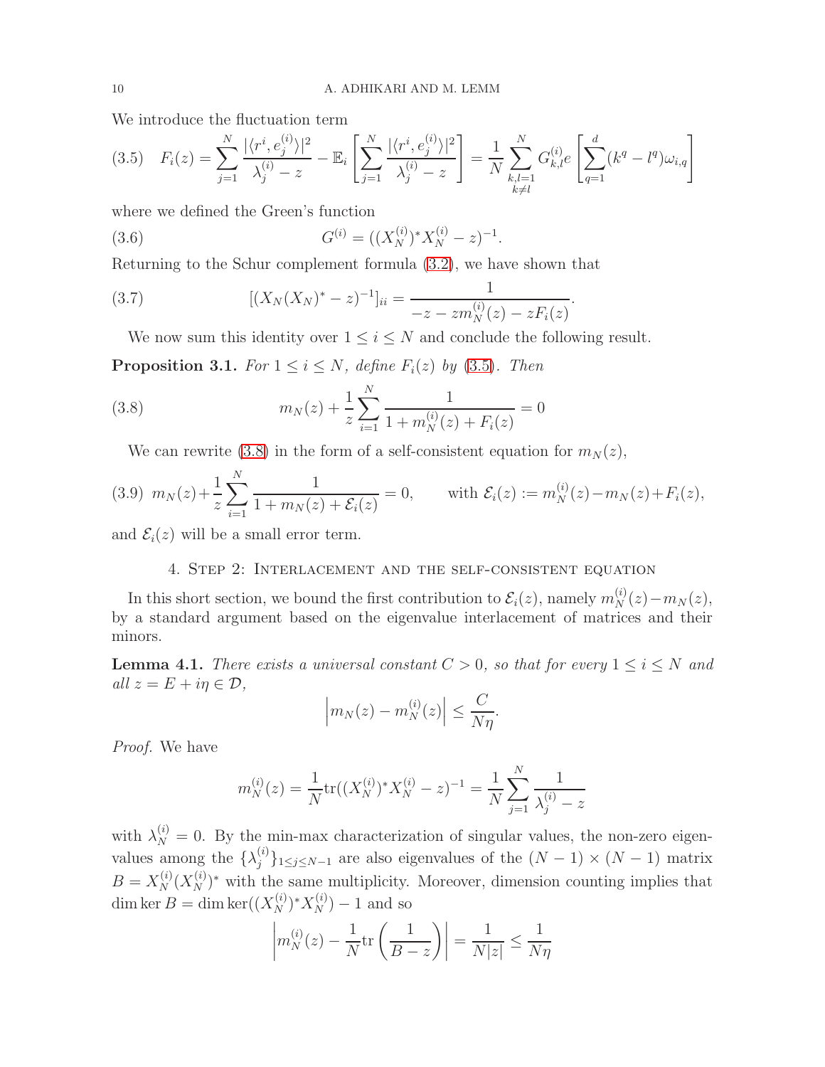We introduce the fluctuation term

$$F_i(z) = \sum_{j=1}^{N} \frac{|\langle r^i, e_j^{(i)}\rangle|^2}{\lambda_j^{(i)} - z} - \mathbb{E}_i\left[\sum_{j=1}^{N} \frac{|\langle r^i, e_j^{(i)}\rangle|^2}{\lambda_j^{(i)} - z}\right] = \frac{1}{N}\sum_{\substack{k,l=1\\k\neq l}}^{N} G^{(i)}_{k,l} e\left[\sum_{q=1}^{d}(k^q - l^q)\omega_{i,q}\right] \tag{3.5}$$

where we defined the Green's function

$$G^{(i)} = ((X_N^{(i)})^* X_N^{(i)} - z)^{-1}. \tag{3.6}$$

Returning to the Schur complement formula (3.2), we have shown that

$$[(X_N(X_N)^* - z)^{-1}]_{ii} = \frac{1}{-z - zm_N^{(i)}(z) - zF_i(z)}. \tag{3.7}$$

We now sum this identity over $1 \leq i \leq N$ and conclude the following result.

**Proposition 3.1.** *For $1 \leq i \leq N$, define $F_i(z)$ by (3.5). Then*

$$m_N(z) + \frac{1}{z}\sum_{i=1}^{N} \frac{1}{1 + m_N^{(i)}(z) + F_i(z)} = 0 \tag{3.8}$$

We can rewrite (3.8) in the form of a self-consistent equation for $m_N(z)$,

$$m_N(z) + \frac{1}{z}\sum_{i=1}^{N} \frac{1}{1 + m_N(z) + \mathcal{E}_i(z)} = 0, \qquad \text{with } \mathcal{E}_i(z) := m_N^{(i)}(z) - m_N(z) + F_i(z), \tag{3.9}$$

and $\mathcal{E}_i(z)$ will be a small error term.

## 4. Step 2: Interlacement and the self-consistent equation

In this short section, we bound the first contribution to $\mathcal{E}_i(z)$, namely $m_N^{(i)}(z) - m_N(z)$, by a standard argument based on the eigenvalue interlacement of matrices and their minors.

**Lemma 4.1.** *There exists a universal constant $C > 0$, so that for every $1 \leq i \leq N$ and all $z = E + i\eta \in \mathcal{D}$,*

$$\left| m_N(z) - m_N^{(i)}(z) \right| \leq \frac{C}{N\eta}.$$

*Proof.* We have

$$m_N^{(i)}(z) = \frac{1}{N}\mathrm{tr}((X_N^{(i)})^* X_N^{(i)} - z)^{-1} = \frac{1}{N}\sum_{j=1}^{N} \frac{1}{\lambda_j^{(i)} - z}$$

with $\lambda_N^{(i)} = 0$. By the min-max characterization of singular values, the non-zero eigenvalues among the $\{\lambda_j^{(i)}\}_{1\leq j\leq N-1}$ are also eigenvalues of the $(N-1)\times(N-1)$ matrix $B = X_N^{(i)}(X_N^{(i)})^*$ with the same multiplicity. Moreover, dimension counting implies that $\dim\ker B = \dim\ker((X_N^{(i)})^* X_N^{(i)}) - 1$ and so

$$\left| m_N^{(i)}(z) - \frac{1}{N}\mathrm{tr}\left(\frac{1}{B - z}\right) \right| = \frac{1}{N|z|} \leq \frac{1}{N\eta}$$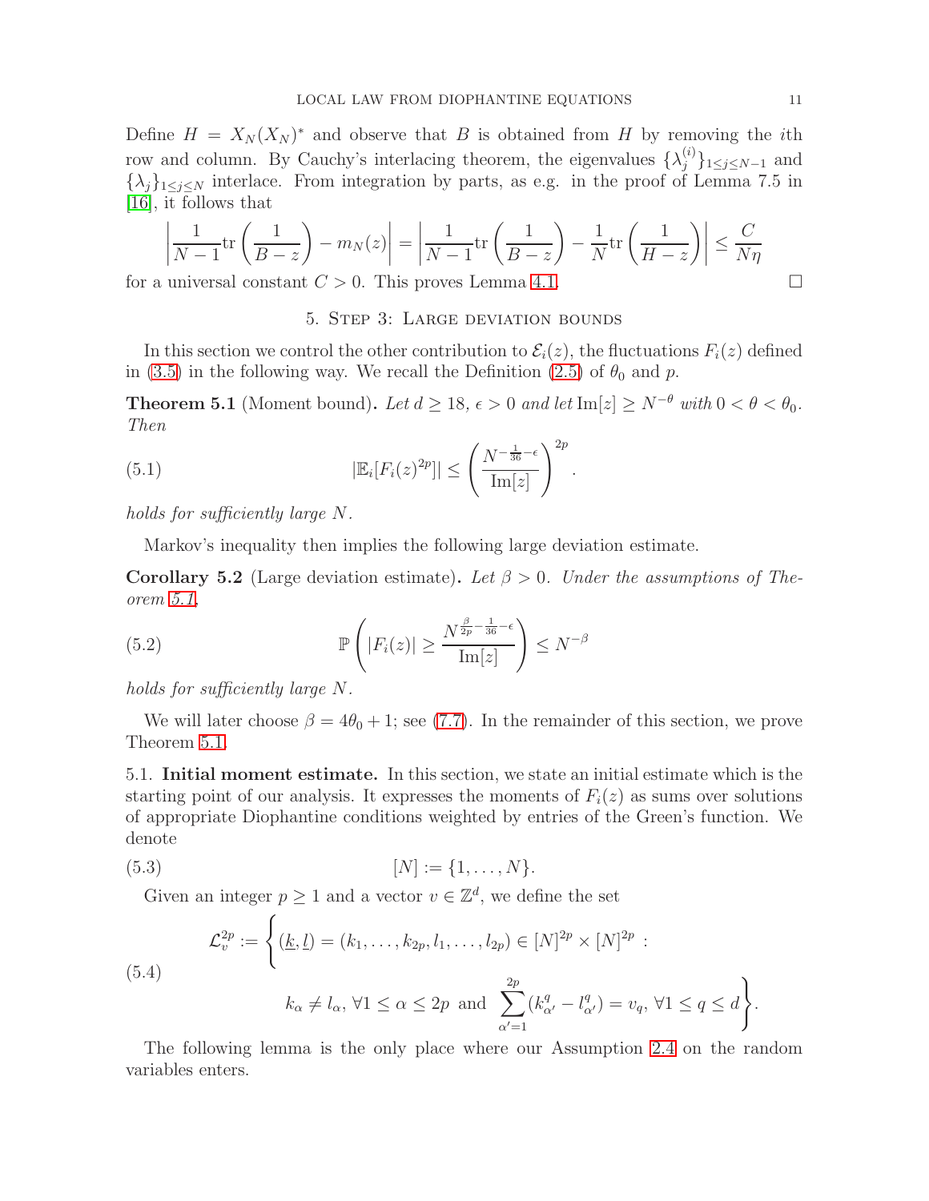Define $H = X_N(X_N)^*$ and observe that $B$ is obtained from $H$ by removing the $i$th row and column. By Cauchy's interlacing theorem, the eigenvalues $\{\lambda_j^{(i)}\}_{1\leq j\leq N-1}$ and $\{\lambda_j\}_{1\leq j\leq N}$ interlace. From integration by parts, as e.g. in the proof of Lemma 7.5 in [16], it follows that

$$\left|\frac{1}{N-1}\mathrm{tr}\left(\frac{1}{B-z}\right) - m_N(z)\right| = \left|\frac{1}{N-1}\mathrm{tr}\left(\frac{1}{B-z}\right) - \frac{1}{N}\mathrm{tr}\left(\frac{1}{H-z}\right)\right| \leq \frac{C}{N\eta}$$

for a universal constant $C > 0$. This proves Lemma 4.1. □

## 5. Step 3: Large deviation bounds

In this section we control the other contribution to $\mathcal{E}_i(z)$, the fluctuations $F_i(z)$ defined in (3.5) in the following way. We recall the Definition (2.5) of $\theta_0$ and $p$.

**Theorem 5.1** (Moment bound)**.** *Let $d \geq 18$, $\epsilon > 0$ and let $\mathrm{Im}[z] \geq N^{-\theta}$ with $0 < \theta < \theta_0$. Then*

$$|\mathbb{E}_i[F_i(z)^{2p}]| \leq \left(\frac{N^{-\frac{1}{36}-\epsilon}}{\mathrm{Im}[z]}\right)^{2p}. \tag{5.1}$$

*holds for sufficiently large $N$.*

Markov's inequality then implies the following large deviation estimate.

**Corollary 5.2** (Large deviation estimate)**.** *Let $\beta > 0$. Under the assumptions of Theorem 5.1,*

$$\mathbb{P}\left(|F_i(z)| \geq \frac{N^{\frac{\beta}{2p}-\frac{1}{36}-\epsilon}}{\mathrm{Im}[z]}\right) \leq N^{-\beta} \tag{5.2}$$

*holds for sufficiently large $N$.*

We will later choose $\beta = 4\theta_0 + 1$; see (7.7). In the remainder of this section, we prove Theorem 5.1.

5.1. **Initial moment estimate.** In this section, we state an initial estimate which is the starting point of our analysis. It expresses the moments of $F_i(z)$ as sums over solutions of appropriate Diophantine conditions weighted by entries of the Green's function. We denote

$$[N] := \{1, \ldots, N\}. \tag{5.3}$$

Given an integer $p \geq 1$ and a vector $v \in \mathbb{Z}^d$, we define the set

$$\begin{aligned}\mathcal{L}_v^{2p} := \Bigg\{ &(\underline{k}, \underline{l}) = (k_1, \ldots, k_{2p}, l_1, \ldots, l_{2p}) \in [N]^{2p} \times [N]^{2p} \, : \\ &k_\alpha \neq l_\alpha, \, \forall 1 \leq \alpha \leq 2p \text{ and } \sum_{\alpha'=1}^{2p}(k_{\alpha'}^q - l_{\alpha'}^q) = v_q, \, \forall 1 \leq q \leq d \Bigg\}.\end{aligned} \tag{5.4}$$

The following lemma is the only place where our Assumption 2.4 on the random variables enters.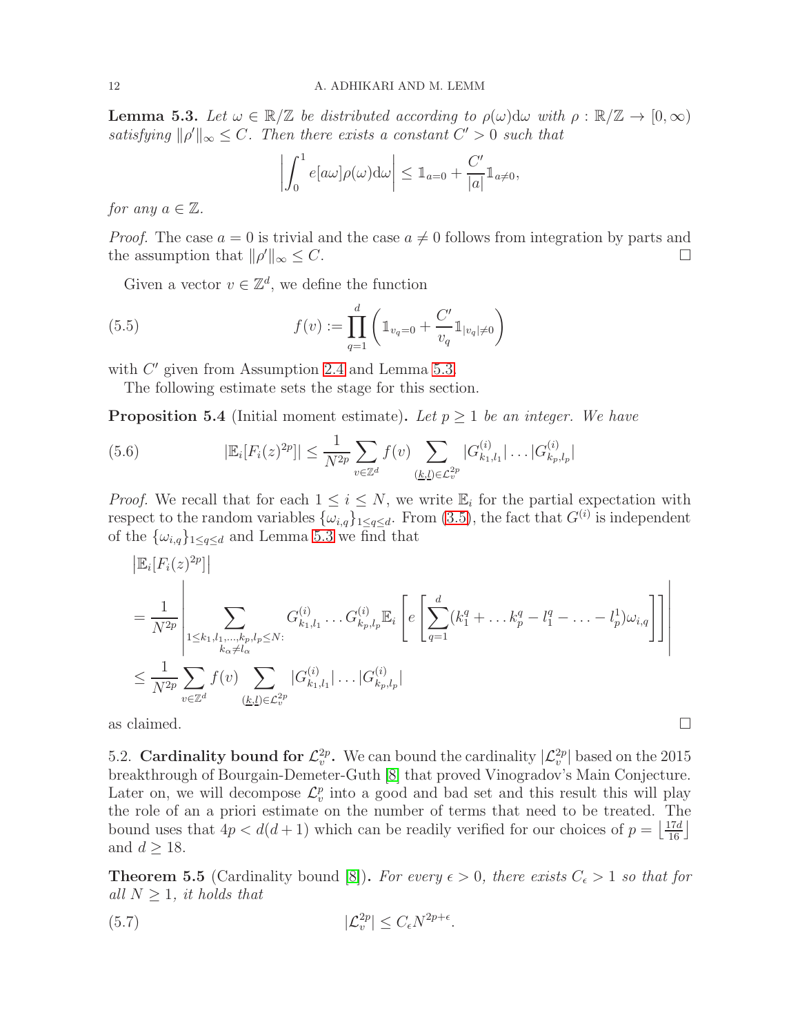**Lemma 5.3.** *Let $\omega \in \mathbb{R}/\mathbb{Z}$ be distributed according to $\rho(\omega)\mathrm{d}\omega$ with $\rho : \mathbb{R}/\mathbb{Z} \to [0, \infty)$ satisfying $\|\rho'\|_\infty \leq C$. Then there exists a constant $C' > 0$ such that*

$$\left| \int_0^1 e[a\omega]\rho(\omega)\mathrm{d}\omega \right| \leq \mathbb{1}_{a=0} + \frac{C'}{|a|}\mathbb{1}_{a\neq 0},$$

*for any $a \in \mathbb{Z}$.*

*Proof.* The case $a = 0$ is trivial and the case $a \neq 0$ follows from integration by parts and the assumption that $\|\rho'\|_\infty \leq C$. □

Given a vector $v \in \mathbb{Z}^d$, we define the function

$$f(v) := \prod_{q=1}^{d} \left( \mathbb{1}_{v_q=0} + \frac{C'}{v_q}\mathbb{1}_{|v_q|\neq 0} \right) \tag{5.5}$$

with $C'$ given from Assumption 2.4 and Lemma 5.3.

The following estimate sets the stage for this section.

**Proposition 5.4** (Initial moment estimate)**.** *Let $p \geq 1$ be an integer. We have*

$$|\mathbb{E}_i[F_i(z)^{2p}]| \leq \frac{1}{N^{2p}} \sum_{v\in\mathbb{Z}^d} f(v) \sum_{(\underline{k},\underline{l})\in\mathcal{L}_v^{2p}} |G^{(i)}_{k_1,l_1}| \dots |G^{(i)}_{k_p,l_p}| \tag{5.6}$$

*Proof.* We recall that for each $1 \leq i \leq N$, we write $\mathbb{E}_i$ for the partial expectation with respect to the random variables $\{\omega_{i,q}\}_{1\leq q\leq d}$. From (3.5), the fact that $G^{(i)}$ is independent of the $\{\omega_{i,q}\}_{1\leq q\leq d}$ and Lemma 5.3 we find that

$$\begin{aligned}
&\left|\mathbb{E}_i[F_i(z)^{2p}]\right| \\
&= \frac{1}{N^{2p}} \left| \sum_{\substack{1\leq k_1,l_1,\dots,k_p,l_p\leq N: \\ k_\alpha\neq l_\alpha}} G^{(i)}_{k_1,l_1} \dots G^{(i)}_{k_p,l_p} \mathbb{E}_i \left[ e\left[ \sum_{q=1}^{d} (k_1^q + \dots k_p^q - l_1^q - \dots - l_p^1)\omega_{i,q} \right] \right] \right| \\
&\leq \frac{1}{N^{2p}} \sum_{v\in\mathbb{Z}^d} f(v) \sum_{(\underline{k},\underline{l})\in\mathcal{L}_v^{2p}} |G^{(i)}_{k_1,l_1}| \dots |G^{(i)}_{k_p,l_p}|
\end{aligned}$$

as claimed. □

5.2. **Cardinality bound for $\mathcal{L}_v^{2p}$.** We can bound the cardinality $|\mathcal{L}_v^{2p}|$ based on the 2015 breakthrough of Bourgain-Demeter-Guth [8] that proved Vinogradov's Main Conjecture. Later on, we will decompose $\mathcal{L}_v^p$ into a good and bad set and this result this will play the role of an a priori estimate on the number of terms that need to be treated. The bound uses that $4p < d(d+1)$ which can be readily verified for our choices of $p = \left\lfloor \frac{17d}{16} \right\rfloor$ and $d \geq 18$.

**Theorem 5.5** (Cardinality bound [8])**.** *For every $\epsilon > 0$, there exists $C_\epsilon > 1$ so that for all $N \geq 1$, it holds that*

$$|\mathcal{L}_v^{2p}| \leq C_\epsilon N^{2p+\epsilon}. \tag{5.7}$$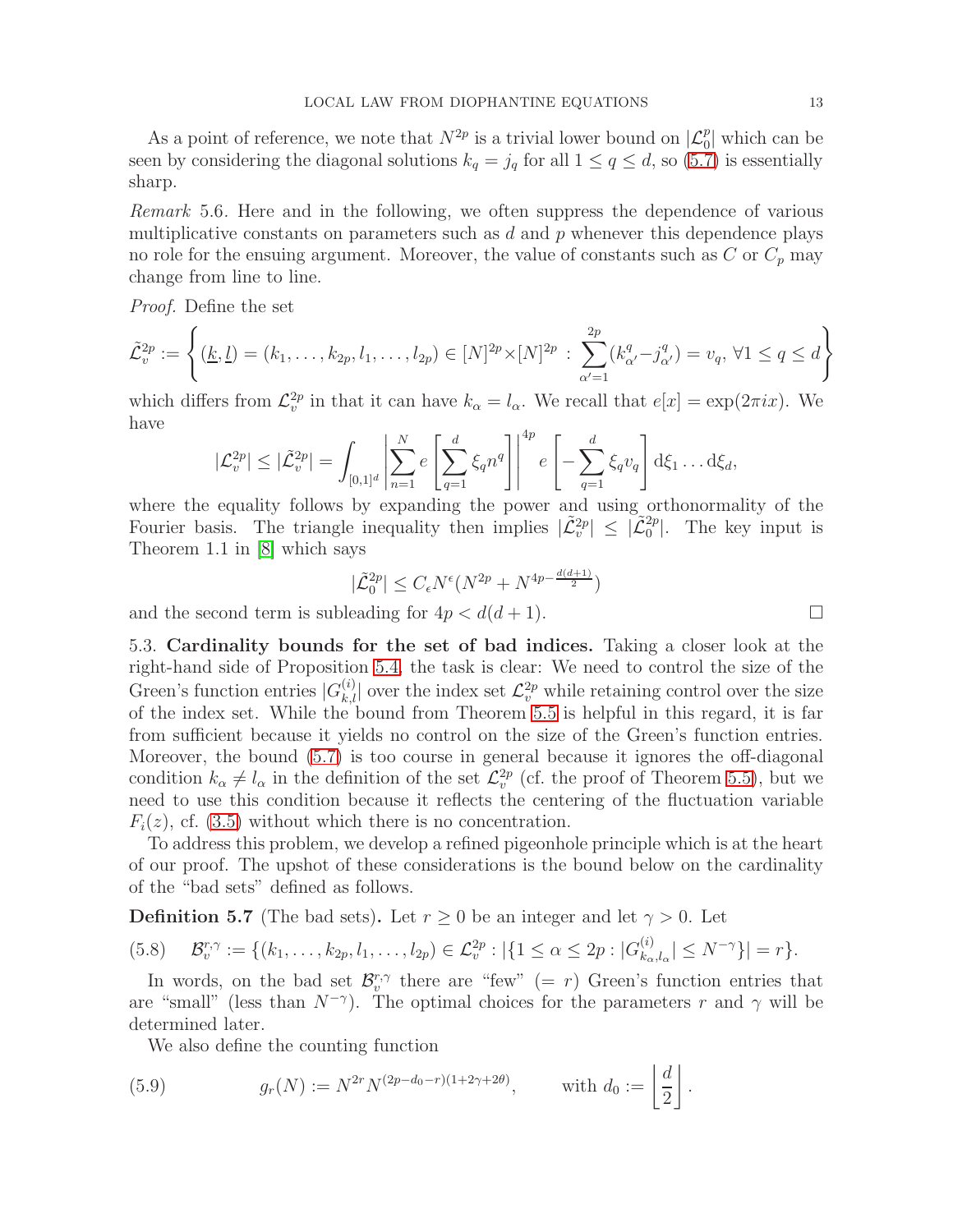As a point of reference, we note that $N^{2p}$ is a trivial lower bound on $|\mathcal{L}_0^p|$ which can be seen by considering the diagonal solutions $k_q = j_q$ for all $1 \le q \le d$, so (5.7) is essentially sharp.

*Remark* 5.6. Here and in the following, we often suppress the dependence of various multiplicative constants on parameters such as $d$ and $p$ whenever this dependence plays no role for the ensuing argument. Moreover, the value of constants such as $C$ or $C_p$ may change from line to line.

*Proof.* Define the set

$$\tilde{\mathcal{L}}_v^{2p} := \left\{ (\underline{k}, \underline{l}) = (k_1, \ldots, k_{2p}, l_1, \ldots, l_{2p}) \in [N]^{2p} \times [N]^{2p} \, : \, \sum_{\alpha'=1}^{2p} (k_{\alpha'}^q - j_{\alpha'}^q) = v_q, \, \forall 1 \le q \le d \right\}$$

which differs from $\mathcal{L}_v^{2p}$ in that it can have $k_\alpha = l_\alpha$. We recall that $e[x] = \exp(2\pi i x)$. We have

$$|\mathcal{L}_v^{2p}| \le |\tilde{\mathcal{L}}_v^{2p}| = \int_{[0,1]^d} \left| \sum_{n=1}^N e\left[ \sum_{q=1}^d \xi_q n^q \right] \right|^{4p} e\left[ - \sum_{q=1}^d \xi_q v_q \right] \mathrm{d}\xi_1 \ldots \mathrm{d}\xi_d,$$

where the equality follows by expanding the power and using orthonormality of the Fourier basis. The triangle inequality then implies $|\tilde{\mathcal{L}}_v^{2p}| \le |\tilde{\mathcal{L}}_0^{2p}|$. The key input is Theorem 1.1 in [8] which says

$$|\tilde{\mathcal{L}}_0^{2p}| \le C_\epsilon N^\epsilon (N^{2p} + N^{4p - \frac{d(d+1)}{2}})$$

and the second term is subleading for $4p < d(d+1)$. $\square$

## 5.3. Cardinality bounds for the set of bad indices.

Taking a closer look at the right-hand side of Proposition 5.4, the task is clear: We need to control the size of the Green's function entries $|G_{k,l}^{(i)}|$ over the index set $\mathcal{L}_v^{2p}$ while retaining control over the size of the index set. While the bound from Theorem 5.5 is helpful in this regard, it is far from sufficient because it yields no control on the size of the Green's function entries. Moreover, the bound (5.7) is too course in general because it ignores the off-diagonal condition $k_\alpha \neq l_\alpha$ in the definition of the set $\mathcal{L}_v^{2p}$ (cf. the proof of Theorem 5.5), but we need to use this condition because it reflects the centering of the fluctuation variable $F_i(z)$, cf. (3.5) without which there is no concentration.

To address this problem, we develop a refined pigeonhole principle which is at the heart of our proof. The upshot of these considerations is the bound below on the cardinality of the "bad sets" defined as follows.

**Definition 5.7** (The bad sets)**.** Let $r \ge 0$ be an integer and let $\gamma > 0$. Let

$$\mathcal{B}_v^{r,\gamma} := \{(k_1, \ldots, k_{2p}, l_1, \ldots, l_{2p}) \in \mathcal{L}_v^{2p} : |\{1 \le \alpha \le 2p : |G_{k_\alpha, l_\alpha}^{(i)}| \le N^{-\gamma}\}| = r\}. \tag{5.8}$$

In words, on the bad set $\mathcal{B}_v^{r,\gamma}$ there are "few" ($= r$) Green's function entries that are "small" (less than $N^{-\gamma}$). The optimal choices for the parameters $r$ and $\gamma$ will be determined later.

We also define the counting function

$$g_r(N) := N^{2r} N^{(2p - d_0 - r)(1 + 2\gamma + 2\theta)}, \qquad \text{with } d_0 := \left\lfloor \frac{d}{2} \right\rfloor. \tag{5.9}$$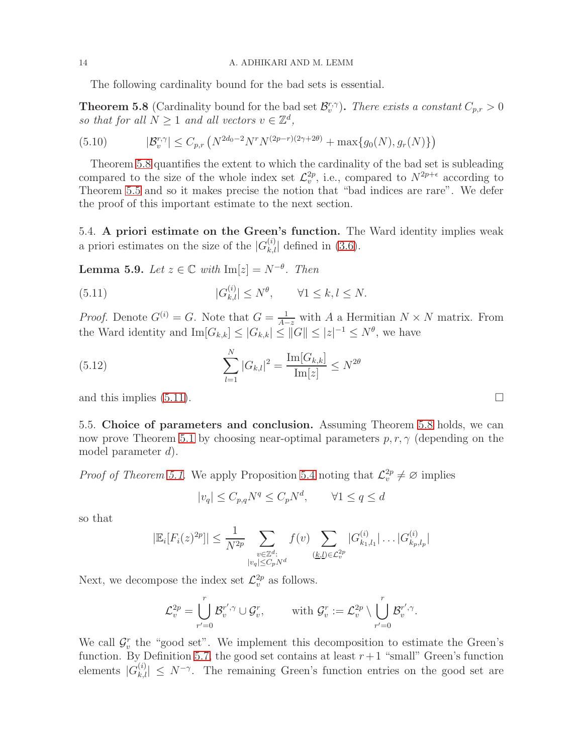The following cardinality bound for the bad sets is essential.

**Theorem 5.8** (Cardinality bound for the bad set $\mathcal{B}_v^{r,\gamma}$)**.** *There exists a constant $C_{p,r} > 0$ so that for all $N \geq 1$ and all vectors $v \in \mathbb{Z}^d$,*

$$|\mathcal{B}_v^{r,\gamma}| \leq C_{p,r}\left(N^{2d_0-2}N^r N^{(2p-r)(2\gamma+2\theta)} + \max\{g_0(N), g_r(N)\}\right) \tag{5.10}$$

Theorem 5.8 quantifies the extent to which the cardinality of the bad set is subleading compared to the size of the whole index set $\mathcal{L}_v^{2p}$, i.e., compared to $N^{2p+\epsilon}$ according to Theorem 5.5 and so it makes precise the notion that "bad indices are rare". We defer the proof of this important estimate to the next section.

### 5.4. A priori estimate on the Green's function.

The Ward identity implies weak a priori estimates on the size of the $|G_{k,l}^{(i)}|$ defined in (3.6).

**Lemma 5.9.** *Let $z \in \mathbb{C}$ with $\mathrm{Im}[z] = N^{-\theta}$. Then*

$$|G_{k,l}^{(i)}| \leq N^{\theta}, \qquad \forall 1 \leq k, l \leq N. \tag{5.11}$$

*Proof.* Denote $G^{(i)} = G$. Note that $G = \frac{1}{A-z}$ with $A$ a Hermitian $N \times N$ matrix. From the Ward identity and $\mathrm{Im}[G_{k,k}] \leq |G_{k,k}| \leq \|G\| \leq |z|^{-1} \leq N^{\theta}$, we have

$$\sum_{l=1}^{N} |G_{k,l}|^2 = \frac{\mathrm{Im}[G_{k,k}]}{\mathrm{Im}[z]} \leq N^{2\theta} \tag{5.12}$$

and this implies (5.11). $\square$

### 5.5. Choice of parameters and conclusion.

Assuming Theorem 5.8 holds, we can now prove Theorem 5.1 by choosing near-optimal parameters $p, r, \gamma$ (depending on the model parameter $d$).

*Proof of Theorem 5.1.* We apply Proposition 5.4 noting that $\mathcal{L}_v^{2p} \neq \varnothing$ implies

$$|v_q| \leq C_{p,q} N^q \leq C_p N^d, \qquad \forall 1 \leq q \leq d$$

so that

$$|\mathbb{E}_i[F_i(z)^{2p}]| \leq \frac{1}{N^{2p}} \sum_{\substack{v \in \mathbb{Z}^d: \\ |v_q| \leq C_p N^d}} f(v) \sum_{(\underline{k},\underline{l}) \in \mathcal{L}_v^{2p}} |G_{k_1,l_1}^{(i)}| \ldots |G_{k_p,l_p}^{(i)}|$$

Next, we decompose the index set $\mathcal{L}_v^{2p}$ as follows.

$$\mathcal{L}_v^{2p} = \bigcup_{r'=0}^{r} \mathcal{B}_v^{r',\gamma} \cup \mathcal{G}_v^r, \qquad \text{with } \mathcal{G}_v^r := \mathcal{L}_v^{2p} \setminus \bigcup_{r'=0}^{r} \mathcal{B}_v^{r',\gamma}.$$

We call $\mathcal{G}_v^r$ the "good set". We implement this decomposition to estimate the Green's function. By Definition 5.7, the good set contains at least $r+1$ "small" Green's function elements $|G_{k,l}^{(i)}| \leq N^{-\gamma}$. The remaining Green's function entries on the good set are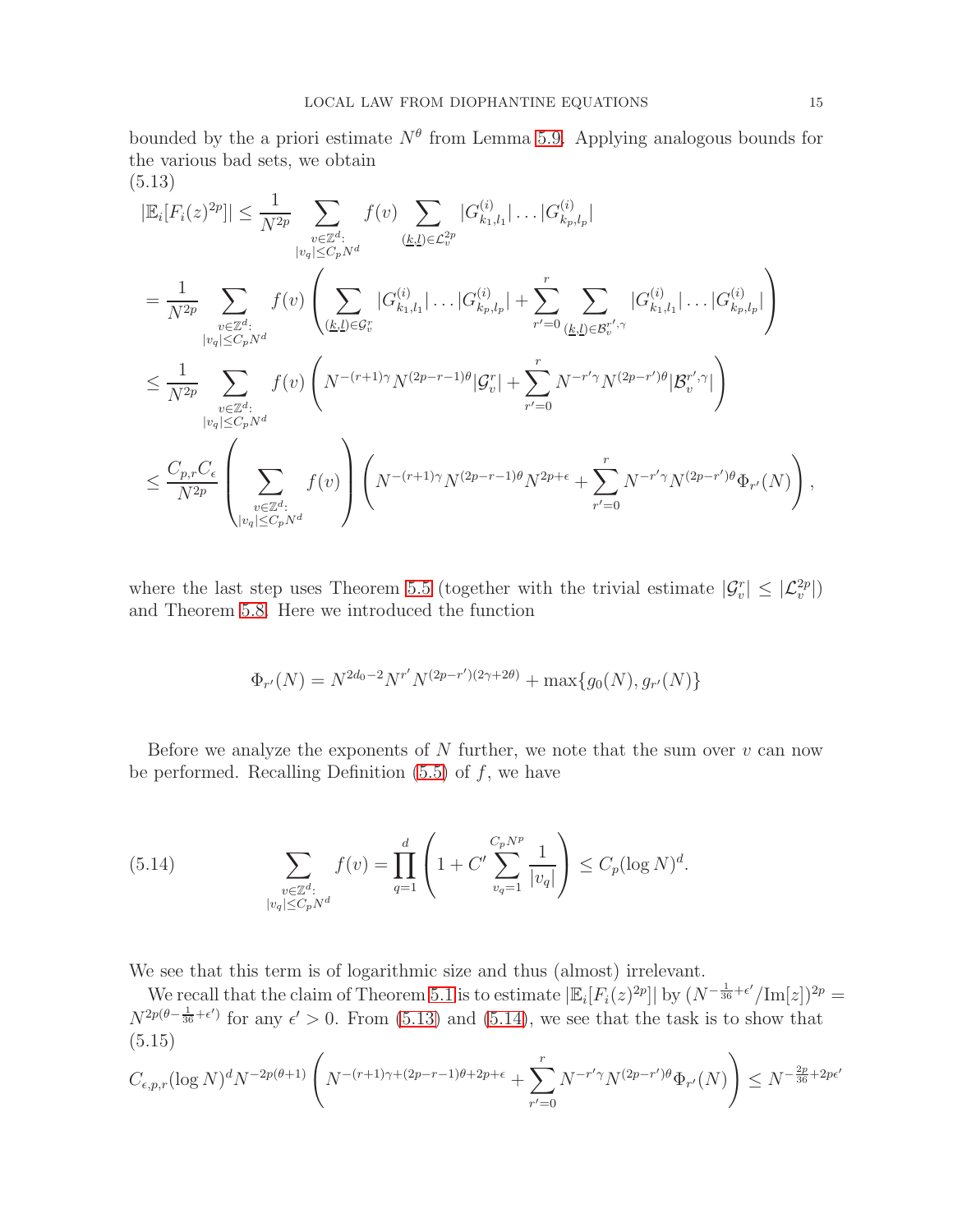bounded by the a priori estimate $N^\theta$ from Lemma 5.9. Applying analogous bounds for the various bad sets, we obtain

(5.13)
$$
\begin{aligned}
&|\mathbb{E}_i[F_i(z)^{2p}]| \leq \frac{1}{N^{2p}} \sum_{\substack{v\in\mathbb{Z}^d:\\ |v_q|\leq C_p N^d}} f(v) \sum_{(\underline{k},\underline{l})\in\mathcal{L}_v^{2p}} |G^{(i)}_{k_1,l_1}|\dots|G^{(i)}_{k_p,l_p}| \\
&= \frac{1}{N^{2p}} \sum_{\substack{v\in\mathbb{Z}^d:\\ |v_q|\leq C_p N^d}} f(v) \left( \sum_{(\underline{k},\underline{l})\in\mathcal{G}_v^{r}} |G^{(i)}_{k_1,l_1}|\dots|G^{(i)}_{k_p,l_p}| + \sum_{r'=0}^{r} \sum_{(\underline{k},\underline{l})\in\mathcal{B}_v^{r',\gamma}} |G^{(i)}_{k_1,l_1}|\dots|G^{(i)}_{k_p,l_p}| \right) \\
&\leq \frac{1}{N^{2p}} \sum_{\substack{v\in\mathbb{Z}^d:\\ |v_q|\leq C_p N^d}} f(v) \left( N^{-(r+1)\gamma} N^{(2p-r-1)\theta} |\mathcal{G}_v^r| + \sum_{r'=0}^{r} N^{-r'\gamma} N^{(2p-r')\theta} |\mathcal{B}_v^{r',\gamma}| \right) \\
&\leq \frac{C_{p,r}C_\epsilon}{N^{2p}} \left( \sum_{\substack{v\in\mathbb{Z}^d:\\ |v_q|\leq C_p N^d}} f(v) \right) \left( N^{-(r+1)\gamma} N^{(2p-r-1)\theta} N^{2p+\epsilon} + \sum_{r'=0}^{r} N^{-r'\gamma} N^{(2p-r')\theta} \Phi_{r'}(N) \right),
\end{aligned}
$$

where the last step uses Theorem 5.5 (together with the trivial estimate $|\mathcal{G}_v^r| \leq |\mathcal{L}_v^{2p}|$) and Theorem 5.8. Here we introduced the function

$$
\Phi_{r'}(N) = N^{2d_0-2} N^{r'} N^{(2p-r')(2\gamma+2\theta)} + \max\{g_0(N), g_{r'}(N)\}
$$

Before we analyze the exponents of $N$ further, we note that the sum over $v$ can now be performed. Recalling Definition (5.5) of $f$, we have

$$
\sum_{\substack{v\in\mathbb{Z}^d:\\ |v_q|\leq C_p N^d}} f(v) = \prod_{q=1}^{d} \left( 1 + C' \sum_{v_q=1}^{C_p N^p} \frac{1}{|v_q|} \right) \leq C_p (\log N)^d. \tag{5.14}
$$

We see that this term is of logarithmic size and thus (almost) irrelevant.

We recall that the claim of Theorem 5.1 is to estimate $|\mathbb{E}_i[F_i(z)^{2p}]|$ by $(N^{-\frac{1}{36}+\epsilon'}/\mathrm{Im}[z])^{2p} = N^{2p(\theta-\frac{1}{36}+\epsilon')}$ for any $\epsilon' > 0$. From (5.13) and (5.14), we see that the task is to show that

(5.15)
$$
C_{\epsilon,p,r}(\log N)^d N^{-2p(\theta+1)} \left( N^{-(r+1)\gamma+(2p-r-1)\theta+2p+\epsilon} + \sum_{r'=0}^{r} N^{-r'\gamma} N^{(2p-r')\theta} \Phi_{r'}(N) \right) \leq N^{-\frac{2p}{36}+2p\epsilon'}
$$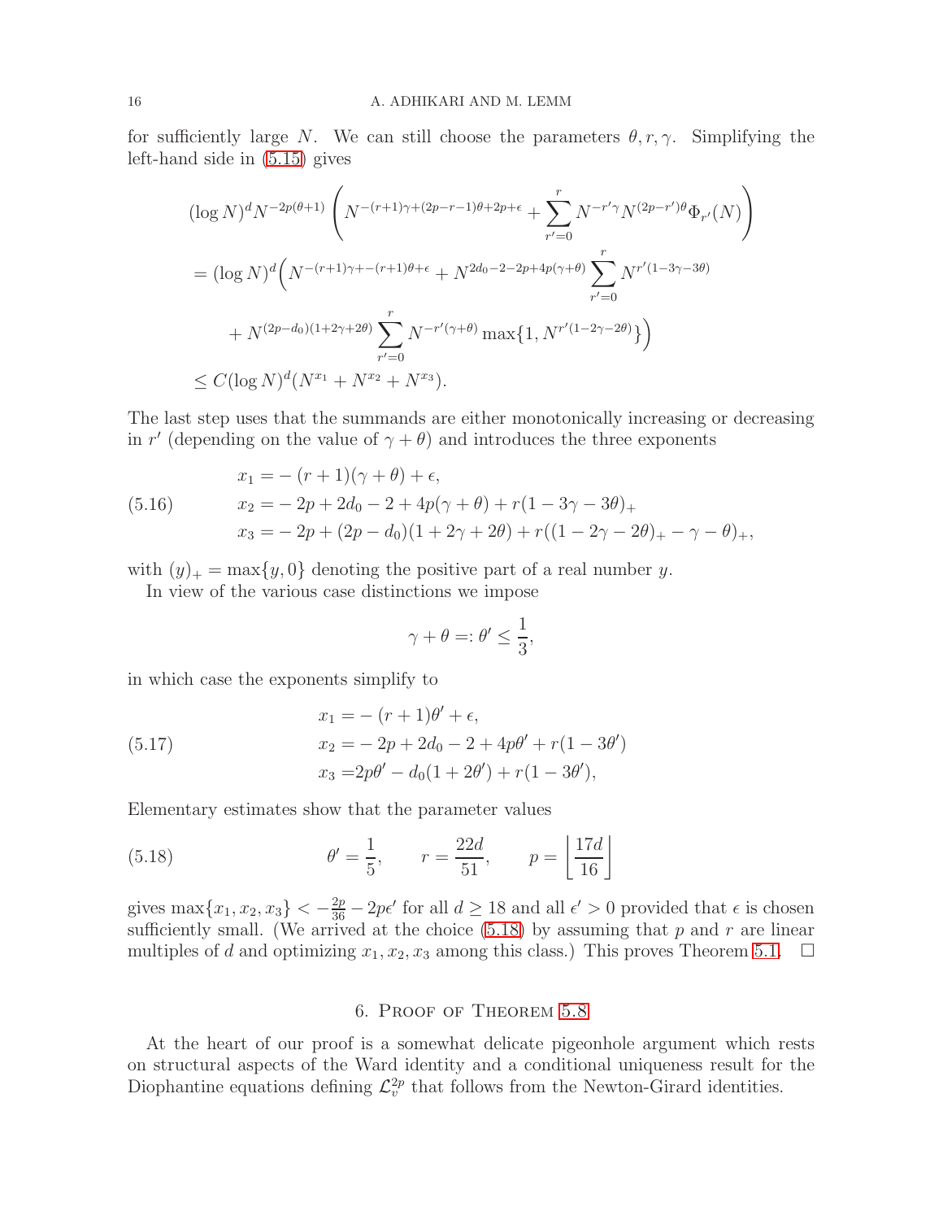for sufficiently large $N$. We can still choose the parameters $\theta, r, \gamma$. Simplifying the left-hand side in (5.15) gives

$$
\begin{aligned}
&(\log N)^d N^{-2p(\theta+1)} \left( N^{-(r+1)\gamma+(2p-r-1)\theta+2p+\epsilon} + \sum_{r'=0}^{r} N^{-r'\gamma} N^{(2p-r')\theta} \Phi_{r'}(N) \right) \\
&= (\log N)^d \Big( N^{-(r+1)\gamma+-(r+1)\theta+\epsilon} + N^{2d_0-2-2p+4p(\gamma+\theta)} \sum_{r'=0}^{r} N^{r'(1-3\gamma-3\theta)} \\
&\quad + N^{(2p-d_0)(1+2\gamma+2\theta)} \sum_{r'=0}^{r} N^{-r'(\gamma+\theta)} \max\{1, N^{r'(1-2\gamma-2\theta)}\} \Big) \\
&\leq C(\log N)^d (N^{x_1} + N^{x_2} + N^{x_3}).
\end{aligned}
$$

The last step uses that the summands are either monotonically increasing or decreasing in $r'$ (depending on the value of $\gamma + \theta$) and introduces the three exponents

$$
\begin{aligned}
x_1 &= -(r+1)(\gamma+\theta) + \epsilon, \\
x_2 &= -2p + 2d_0 - 2 + 4p(\gamma+\theta) + r(1-3\gamma-3\theta)_+ \\
x_3 &= -2p + (2p-d_0)(1+2\gamma+2\theta) + r((1-2\gamma-2\theta)_+ - \gamma - \theta)_+,
\end{aligned}
\tag{5.16}
$$

with $(y)_+ = \max\{y, 0\}$ denoting the positive part of a real number $y$.

In view of the various case distinctions we impose

$$
\gamma + \theta =: \theta' \leq \frac{1}{3},
$$

in which case the exponents simplify to

$$
\begin{aligned}
x_1 &= -(r+1)\theta' + \epsilon, \\
x_2 &= -2p + 2d_0 - 2 + 4p\theta' + r(1-3\theta') \\
x_3 &= 2p\theta' - d_0(1+2\theta') + r(1-3\theta'),
\end{aligned}
\tag{5.17}
$$

Elementary estimates show that the parameter values

$$
\theta' = \frac{1}{5}, \qquad r = \frac{22d}{51}, \qquad p = \left\lfloor \frac{17d}{16} \right\rfloor
\tag{5.18}
$$

gives $\max\{x_1, x_2, x_3\} < -\frac{2p}{36} - 2p\epsilon'$ for all $d \geq 18$ and all $\epsilon' > 0$ provided that $\epsilon$ is chosen sufficiently small. (We arrived at the choice (5.18) by assuming that $p$ and $r$ are linear multiples of $d$ and optimizing $x_1, x_2, x_3$ among this class.) This proves Theorem 5.1. $\square$

## 6. Proof of Theorem 5.8

At the heart of our proof is a somewhat delicate pigeonhole argument which rests on structural aspects of the Ward identity and a conditional uniqueness result for the Diophantine equations defining $\mathcal{L}_v^{2p}$ that follows from the Newton-Girard identities.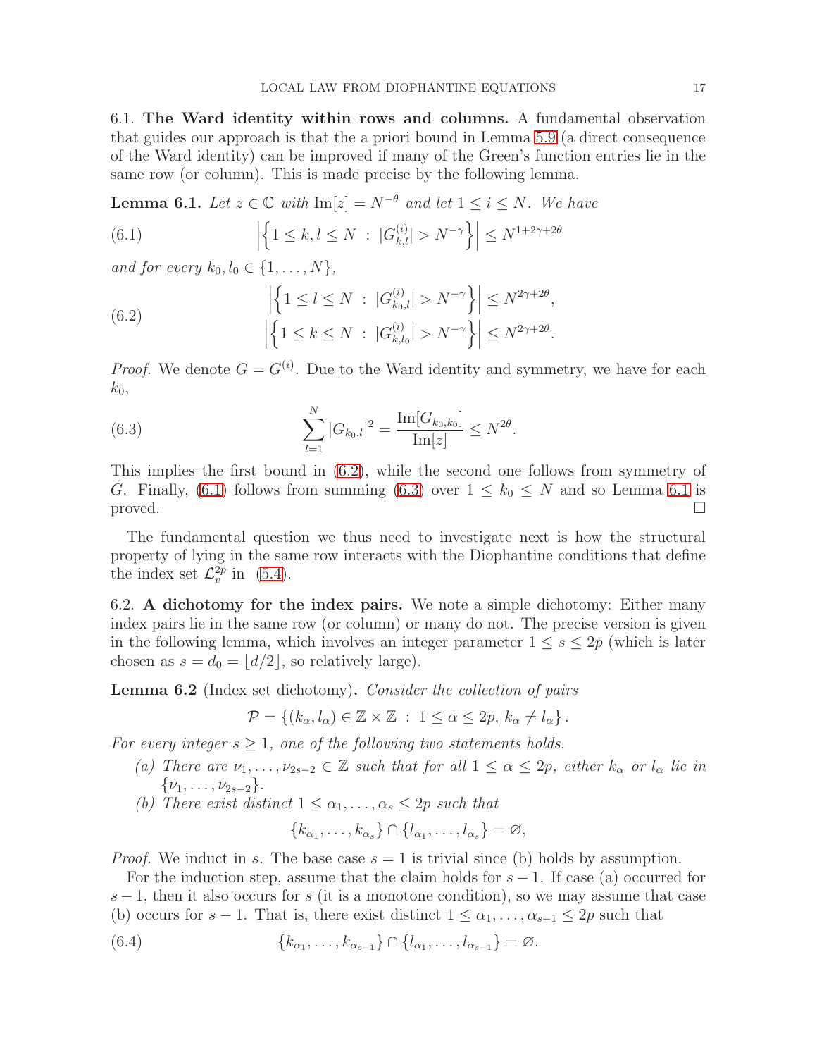### 6.1. The Ward identity within rows and columns.

A fundamental observation that guides our approach is that the a priori bound in Lemma 5.9 (a direct consequence of the Ward identity) can be improved if many of the Green's function entries lie in the same row (or column). This is made precise by the following lemma.

**Lemma 6.1.** *Let $z \in \mathbb{C}$ with $\mathrm{Im}[z] = N^{-\theta}$ and let $1 \leq i \leq N$. We have*

$$\left|\left\{1 \leq k, l \leq N \ : \ |G_{k,l}^{(i)}| > N^{-\gamma}\right\}\right| \leq N^{1+2\gamma+2\theta} \tag{6.1}$$

*and for every $k_0, l_0 \in \{1, \ldots, N\}$,*

$$\begin{aligned} \left|\left\{1 \leq l \leq N \ : \ |G_{k_0,l}^{(i)}| > N^{-\gamma}\right\}\right| &\leq N^{2\gamma+2\theta}, \\ \left|\left\{1 \leq k \leq N \ : \ |G_{k,l_0}^{(i)}| > N^{-\gamma}\right\}\right| &\leq N^{2\gamma+2\theta}. \end{aligned} \tag{6.2}$$

*Proof.* We denote $G = G^{(i)}$. Due to the Ward identity and symmetry, we have for each $k_0$,

$$\sum_{l=1}^{N} |G_{k_0,l}|^2 = \frac{\mathrm{Im}[G_{k_0,k_0}]}{\mathrm{Im}[z]} \leq N^{2\theta}. \tag{6.3}$$

This implies the first bound in (6.2), while the second one follows from symmetry of $G$. Finally, (6.1) follows from summing (6.3) over $1 \leq k_0 \leq N$ and so Lemma 6.1 is proved. □

The fundamental question we thus need to investigate next is how the structural property of lying in the same row interacts with the Diophantine conditions that define the index set $\mathcal{L}_v^{2p}$ in (5.4).

### 6.2. A dichotomy for the index pairs.

We note a simple dichotomy: Either many index pairs lie in the same row (or column) or many do not. The precise version is given in the following lemma, which involves an integer parameter $1 \leq s \leq 2p$ (which is later chosen as $s = d_0 = \lfloor d/2 \rfloor$, so relatively large).

**Lemma 6.2** (Index set dichotomy)**.** *Consider the collection of pairs*

$$\mathcal{P} = \{(k_\alpha, l_\alpha) \in \mathbb{Z} \times \mathbb{Z} \ : \ 1 \leq \alpha \leq 2p, \ k_\alpha \neq l_\alpha\}.$$

*For every integer $s \geq 1$, one of the following two statements holds.*

- *(a) There are $\nu_1, \ldots, \nu_{2s-2} \in \mathbb{Z}$ such that for all $1 \leq \alpha \leq 2p$, either $k_\alpha$ or $l_\alpha$ lie in $\{\nu_1, \ldots, \nu_{2s-2}\}$.*
- *(b) There exist distinct $1 \leq \alpha_1, \ldots, \alpha_s \leq 2p$ such that*

$$\{k_{\alpha_1}, \ldots, k_{\alpha_s}\} \cap \{l_{\alpha_1}, \ldots, l_{\alpha_s}\} = \varnothing,$$

*Proof.* We induct in $s$. The base case $s = 1$ is trivial since (b) holds by assumption.

For the induction step, assume that the claim holds for $s - 1$. If case (a) occurred for $s - 1$, then it also occurs for $s$ (it is a monotone condition), so we may assume that case (b) occurs for $s - 1$. That is, there exist distinct $1 \leq \alpha_1, \ldots, \alpha_{s-1} \leq 2p$ such that

$$\{k_{\alpha_1}, \ldots, k_{\alpha_{s-1}}\} \cap \{l_{\alpha_1}, \ldots, l_{\alpha_{s-1}}\} = \varnothing. \tag{6.4}$$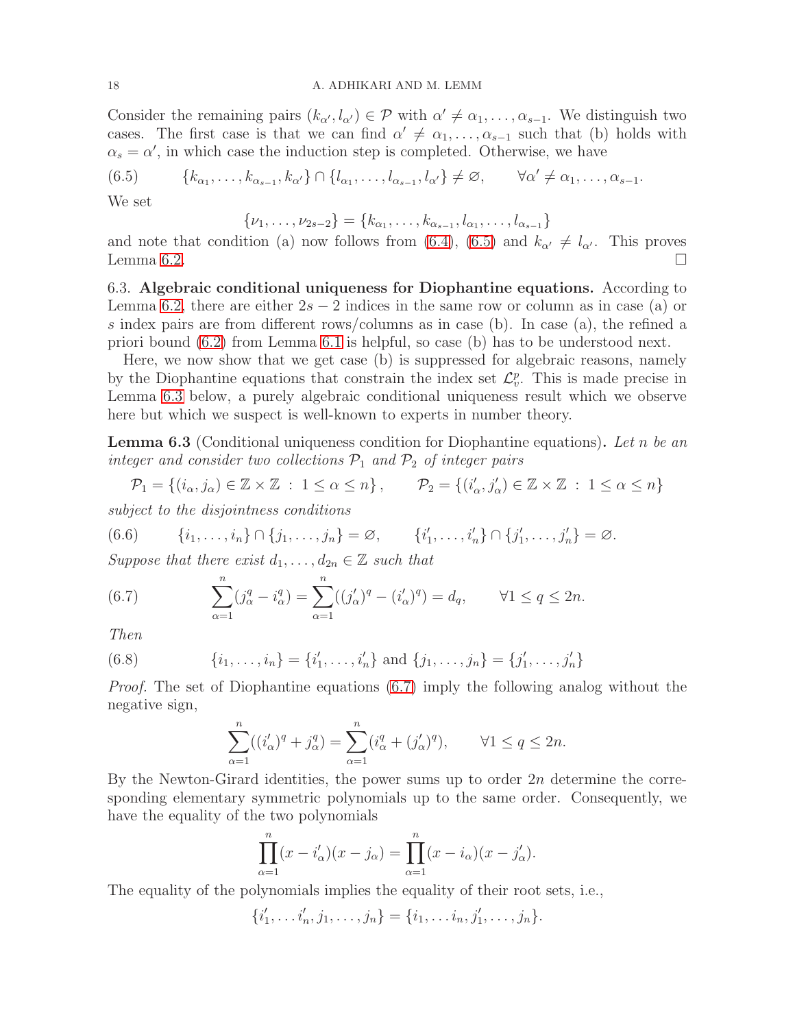Consider the remaining pairs $(k_{\alpha'}, l_{\alpha'}) \in \mathcal{P}$ with $\alpha' \neq \alpha_1, \ldots, \alpha_{s-1}$. We distinguish two cases. The first case is that we can find $\alpha' \neq \alpha_1, \ldots, \alpha_{s-1}$ such that (b) holds with $\alpha_s = \alpha'$, in which case the induction step is completed. Otherwise, we have

$$\{k_{\alpha_1}, \ldots, k_{\alpha_{s-1}}, k_{\alpha'}\} \cap \{l_{\alpha_1}, \ldots, l_{\alpha_{s-1}}, l_{\alpha'}\} \neq \varnothing, \qquad \forall \alpha' \neq \alpha_1, \ldots, \alpha_{s-1}. \tag{6.5}$$

We set

$$\{\nu_1, \ldots, \nu_{2s-2}\} = \{k_{\alpha_1}, \ldots, k_{\alpha_{s-1}}, l_{\alpha_1}, \ldots, l_{\alpha_{s-1}}\}$$

and note that condition (a) now follows from (6.4), (6.5) and $k_{\alpha'} \neq l_{\alpha'}$. This proves Lemma 6.2. □

### 6.3. Algebraic conditional uniqueness for Diophantine equations.

According to Lemma 6.2, there are either $2s-2$ indices in the same row or column as in case (a) or $s$ index pairs are from different rows/columns as in case (b). In case (a), the refined a priori bound (6.2) from Lemma 6.1 is helpful, so case (b) has to be understood next.

Here, we now show that we get case (b) is suppressed for algebraic reasons, namely by the Diophantine equations that constrain the index set $\mathcal{L}_v^p$. This is made precise in Lemma 6.3 below, a purely algebraic conditional uniqueness result which we observe here but which we suspect is well-known to experts in number theory.

**Lemma 6.3** (Conditional uniqueness condition for Diophantine equations)**.** *Let $n$ be an integer and consider two collections $\mathcal{P}_1$ and $\mathcal{P}_2$ of integer pairs*

$$\mathcal{P}_1 = \{(i_\alpha, j_\alpha) \in \mathbb{Z} \times \mathbb{Z} \,:\, 1 \leq \alpha \leq n\}, \qquad \mathcal{P}_2 = \{(i'_\alpha, j'_\alpha) \in \mathbb{Z} \times \mathbb{Z} \,:\, 1 \leq \alpha \leq n\}$$

*subject to the disjointness conditions*

$$\{i_1, \ldots, i_n\} \cap \{j_1, \ldots, j_n\} = \varnothing, \qquad \{i'_1, \ldots, i'_n\} \cap \{j'_1, \ldots, j'_n\} = \varnothing. \tag{6.6}$$

*Suppose that there exist $d_1, \ldots, d_{2n} \in \mathbb{Z}$ such that*

$$\sum_{\alpha=1}^{n} (j_\alpha^q - i_\alpha^q) = \sum_{\alpha=1}^{n} ((j'_\alpha)^q - (i'_\alpha)^q) = d_q, \qquad \forall 1 \leq q \leq 2n. \tag{6.7}$$

*Then*

$$\{i_1, \ldots, i_n\} = \{i'_1, \ldots, i'_n\} \text{ and } \{j_1, \ldots, j_n\} = \{j'_1, \ldots, j'_n\} \tag{6.8}$$

*Proof.* The set of Diophantine equations (6.7) imply the following analog without the negative sign,

$$\sum_{\alpha=1}^{n} ((i'_\alpha)^q + j_\alpha^q) = \sum_{\alpha=1}^{n} (i_\alpha^q + (j'_\alpha)^q), \qquad \forall 1 \leq q \leq 2n.$$

By the Newton-Girard identities, the power sums up to order $2n$ determine the corresponding elementary symmetric polynomials up to the same order. Consequently, we have the equality of the two polynomials

$$\prod_{\alpha=1}^{n} (x - i'_\alpha)(x - j_\alpha) = \prod_{\alpha=1}^{n} (x - i_\alpha)(x - j'_\alpha).$$

The equality of the polynomials implies the equality of their root sets, i.e.,

$$\{i'_1, \ldots i'_n, j_1, \ldots, j_n\} = \{i_1, \ldots i_n, j'_1, \ldots, j_n\}.$$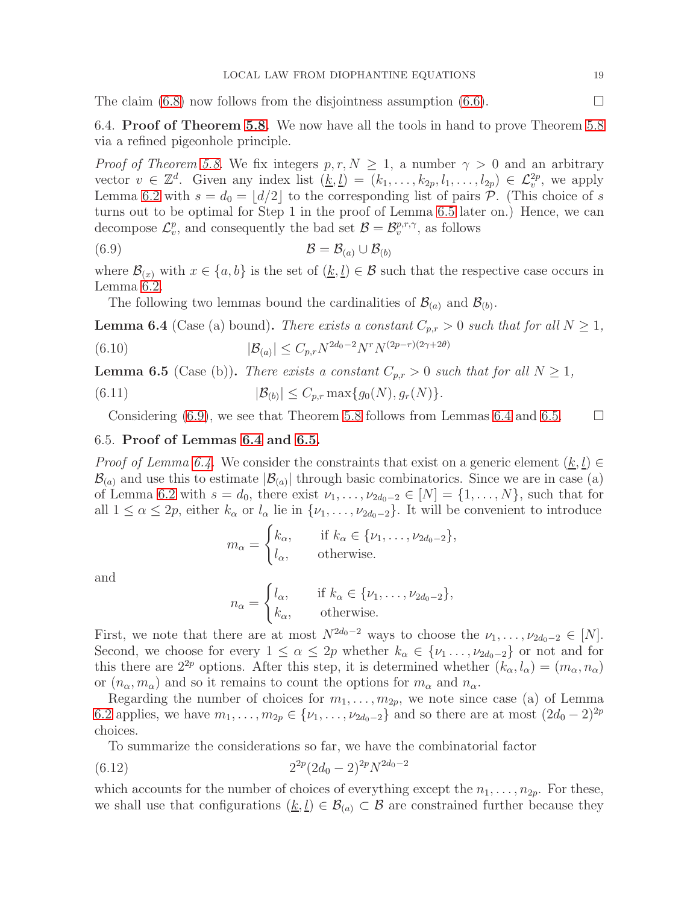The claim (6.8) now follows from the disjointness assumption (6.6). $\square$

### 6.4. Proof of Theorem 5.8.

We now have all the tools in hand to prove Theorem 5.8 via a refined pigeonhole principle.

*Proof of Theorem 5.8.* We fix integers $p, r, N \geq 1$, a number $\gamma > 0$ and an arbitrary vector $v \in \mathbb{Z}^d$. Given any index list $(\underline{k}, \underline{l}) = (k_1, \ldots, k_{2p}, l_1, \ldots, l_{2p}) \in \mathcal{L}_v^{2p}$, we apply Lemma 6.2 with $s = d_0 = \lfloor d/2 \rfloor$ to the corresponding list of pairs $\mathcal{P}$. (This choice of $s$ turns out to be optimal for Step 1 in the proof of Lemma 6.5 later on.) Hence, we can decompose $\mathcal{L}_v^p$, and consequently the bad set $\mathcal{B} = \mathcal{B}_v^{p,r,\gamma}$, as follows

$$\mathcal{B} = \mathcal{B}_{(a)} \cup \mathcal{B}_{(b)} \tag{6.9}$$

where $\mathcal{B}_{(x)}$ with $x \in \{a, b\}$ is the set of $(\underline{k}, \underline{l}) \in \mathcal{B}$ such that the respective case occurs in Lemma 6.2.

The following two lemmas bound the cardinalities of $\mathcal{B}_{(a)}$ and $\mathcal{B}_{(b)}$.

**Lemma 6.4** (Case (a) bound)**.** *There exists a constant $C_{p,r} > 0$ such that for all $N \geq 1$,*

$$|\mathcal{B}_{(a)}| \leq C_{p,r} N^{2d_0-2} N^r N^{(2p-r)(2\gamma+2\theta)} \tag{6.10}$$

**Lemma 6.5** (Case (b))**.** *There exists a constant $C_{p,r} > 0$ such that for all $N \geq 1$,*

$$|\mathcal{B}_{(b)}| \leq C_{p,r} \max\{g_0(N), g_r(N)\}. \tag{6.11}$$

Considering (6.9), we see that Theorem 5.8 follows from Lemmas 6.4 and 6.5. $\square$

### 6.5. Proof of Lemmas 6.4 and 6.5.

*Proof of Lemma 6.4.* We consider the constraints that exist on a generic element $(\underline{k}, \underline{l}) \in \mathcal{B}_{(a)}$ and use this to estimate $|\mathcal{B}_{(a)}|$ through basic combinatorics. Since we are in case (a) of Lemma 6.2 with $s = d_0$, there exist $\nu_1, \ldots, \nu_{2d_0-2} \in [N] = \{1, \ldots, N\}$, such that for all $1 \leq \alpha \leq 2p$, either $k_\alpha$ or $l_\alpha$ lie in $\{\nu_1, \ldots, \nu_{2d_0-2}\}$. It will be convenient to introduce

$$m_\alpha = \begin{cases} k_\alpha, & \text{if } k_\alpha \in \{\nu_1, \ldots, \nu_{2d_0-2}\}, \\ l_\alpha, & \text{otherwise.} \end{cases}$$

and

$$n_\alpha = \begin{cases} l_\alpha, & \text{if } k_\alpha \in \{\nu_1, \ldots, \nu_{2d_0-2}\}, \\ k_\alpha, & \text{otherwise.} \end{cases}$$

First, we note that there are at most $N^{2d_0-2}$ ways to choose the $\nu_1, \ldots, \nu_{2d_0-2} \in [N]$. Second, we choose for every $1 \leq \alpha \leq 2p$ whether $k_\alpha \in \{\nu_1 \ldots, \nu_{2d_0-2}\}$ or not and for this there are $2^{2p}$ options. After this step, it is determined whether $(k_\alpha, l_\alpha) = (m_\alpha, n_\alpha)$ or $(n_\alpha, m_\alpha)$ and so it remains to count the options for $m_\alpha$ and $n_\alpha$.

Regarding the number of choices for $m_1, \ldots, m_{2p}$, we note since case (a) of Lemma 6.2 applies, we have $m_1, \ldots, m_{2p} \in \{\nu_1, \ldots, \nu_{2d_0-2}\}$ and so there are at most $(2d_0 - 2)^{2p}$ choices.

To summarize the considerations so far, we have the combinatorial factor

$$2^{2p}(2d_0 - 2)^{2p} N^{2d_0-2} \tag{6.12}$$

which accounts for the number of choices of everything except the $n_1, \ldots, n_{2p}$. For these, we shall use that configurations $(\underline{k}, \underline{l}) \in \mathcal{B}_{(a)} \subset \mathcal{B}$ are constrained further because they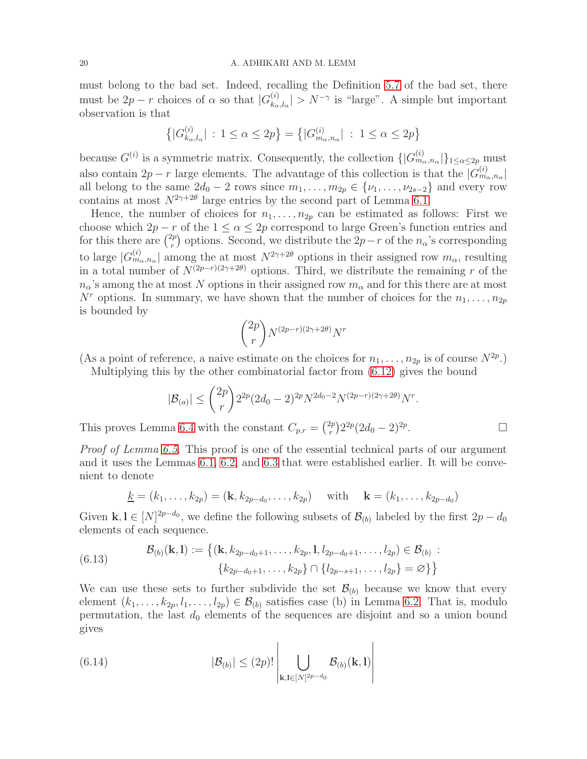must belong to the bad set. Indeed, recalling the Definition 5.7 of the bad set, there must be $2p - r$ choices of $\alpha$ so that $|G^{(i)}_{k_\alpha, l_\alpha}| > N^{-\gamma}$ is "large". A simple but important observation is that

$$\left\{ |G^{(i)}_{k_\alpha, l_\alpha}| \, : \, 1 \le \alpha \le 2p \right\} = \left\{ |G^{(i)}_{m_\alpha, n_\alpha}| \, : \, 1 \le \alpha \le 2p \right\}$$

because $G^{(i)}$ is a symmetric matrix. Consequently, the collection $\{|G^{(i)}_{m_\alpha, n_\alpha}|\}_{1 \le \alpha \le 2p}$ must also contain $2p - r$ large elements. The advantage of this collection is that the $|G^{(i)}_{m_\alpha, n_\alpha}|$ all belong to the same $2d_0 - 2$ rows since $m_1, \ldots, m_{2p} \in \{\nu_1, \ldots, \nu_{2s-2}\}$ and every row contains at most $N^{2\gamma + 2\theta}$ large entries by the second part of Lemma 6.1.

Hence, the number of choices for $n_1, \ldots, n_{2p}$ can be estimated as follows: First we choose which $2p - r$ of the $1 \le \alpha \le 2p$ correspond to large Green's function entries and for this there are $\binom{2p}{r}$ options. Second, we distribute the $2p - r$ of the $n_\alpha$'s corresponding to large $|G^{(i)}_{m_\alpha, n_\alpha}|$ among the at most $N^{2\gamma + 2\theta}$ options in their assigned row $m_\alpha$, resulting in a total number of $N^{(2p-r)(2\gamma+2\theta)}$ options. Third, we distribute the remaining $r$ of the $n_\alpha$'s among the at most $N$ options in their assigned row $m_\alpha$ and for this there are at most $N^r$ options. In summary, we have shown that the number of choices for the $n_1, \ldots, n_{2p}$ is bounded by

$$\binom{2p}{r} N^{(2p-r)(2\gamma+2\theta)} N^r$$

(As a point of reference, a naive estimate on the choices for $n_1, \ldots, n_{2p}$ is of course $N^{2p}$.)

Multiplying this by the other combinatorial factor from (6.12) gives the bound

$$|\mathcal{B}_{(a)}| \le \binom{2p}{r} 2^{2p} (2d_0 - 2)^{2p} N^{2d_0 - 2} N^{(2p-r)(2\gamma+2\theta)} N^r.$$

This proves Lemma 6.4 with the constant $C_{p,r} = \binom{2p}{r} 2^{2p} (2d_0 - 2)^{2p}$. □

*Proof of Lemma 6.5.* This proof is one of the essential technical parts of our argument and it uses the Lemmas 6.1, 6.2, and 6.3 that were established earlier. It will be convenient to denote

$$\underline{k} = (k_1, \ldots, k_{2p}) = (\mathbf{k}, k_{2p-d_0}, \ldots, k_{2p}) \quad \text{with} \quad \mathbf{k} = (k_1, \ldots, k_{2p-d_0})$$

Given $\mathbf{k}, \mathbf{l} \in [N]^{2p-d_0}$, we define the following subsets of $\mathcal{B}_{(b)}$ labeled by the first $2p - d_0$ elements of each sequence.

$$\begin{aligned} \mathcal{B}_{(b)}(\mathbf{k}, \mathbf{l}) := \big\{ (\mathbf{k}, k_{2p-d_0+1}, \ldots, k_{2p}, \mathbf{l}, l_{2p-d_0+1}, \ldots, l_{2p}) \in \mathcal{B}_{(b)} \, : \\ \{k_{2p-d_0+1}, \ldots, k_{2p}\} \cap \{l_{2p-s+1}, \ldots, l_{2p}\} = \varnothing \big\} \end{aligned} \tag{6.13}$$

We can use these sets to further subdivide the set $\mathcal{B}_{(b)}$ because we know that every element $(k_1, \ldots, k_{2p}, l_1, \ldots, l_{2p}) \in \mathcal{B}_{(b)}$ satisfies case (b) in Lemma 6.2. That is, modulo permutation, the last $d_0$ elements of the sequences are disjoint and so a union bound gives

$$|\mathcal{B}_{(b)}| \le (2p)! \left| \bigcup_{\mathbf{k}, \mathbf{l} \in [N]^{2p-d_0}} \mathcal{B}_{(b)}(\mathbf{k}, \mathbf{l}) \right| \tag{6.14}$$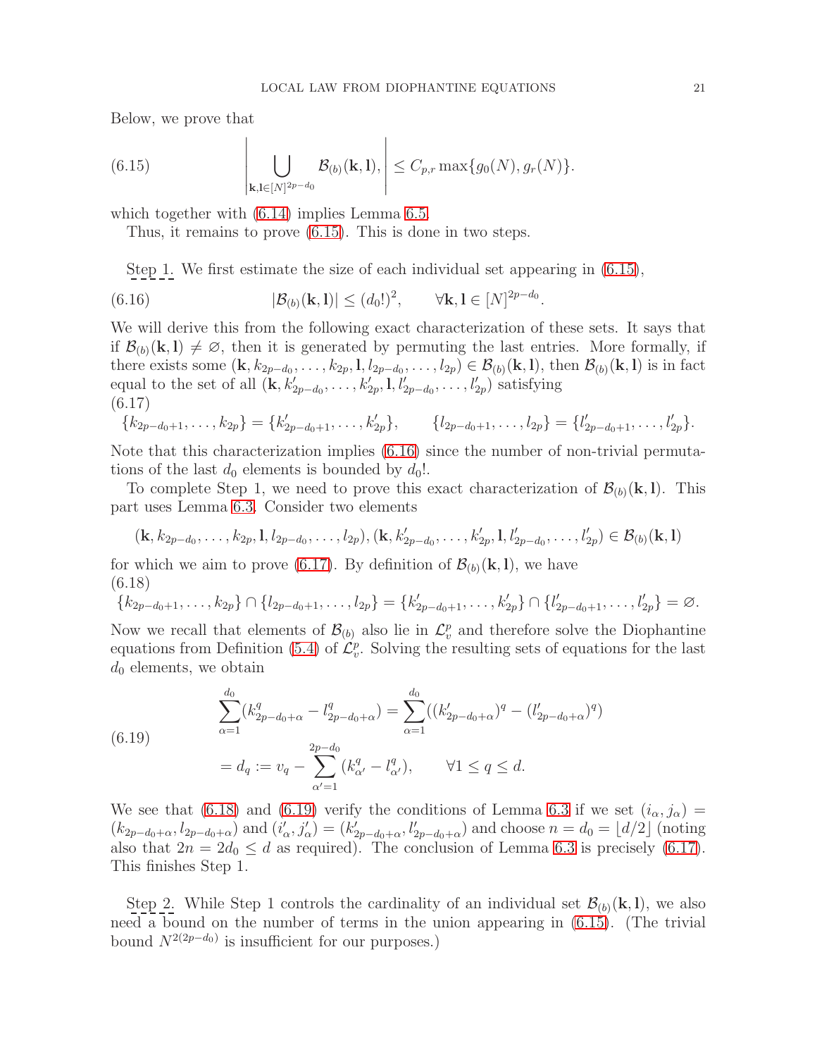Below, we prove that

$$
\left| \bigcup_{\mathbf{k},\mathbf{l}\in[N]^{2p-d_0}} \mathcal{B}_{(b)}(\mathbf{k},\mathbf{l}), \right| \leq C_{p,r} \max\{g_0(N), g_r(N)\}. \tag{6.15}
$$

which together with (6.14) implies Lemma 6.5.

Thus, it remains to prove (6.15). This is done in two steps.

Step 1. We first estimate the size of each individual set appearing in (6.15),

$$
|\mathcal{B}_{(b)}(\mathbf{k},\mathbf{l})| \leq (d_0!)^2, \qquad \forall \mathbf{k},\mathbf{l} \in [N]^{2p-d_0}. \tag{6.16}
$$

We will derive this from the following exact characterization of these sets. It says that if $\mathcal{B}_{(b)}(\mathbf{k},\mathbf{l}) \neq \varnothing$, then it is generated by permuting the last entries. More formally, if there exists some $(\mathbf{k}, k_{2p-d_0}, \ldots, k_{2p}, \mathbf{l}, l_{2p-d_0}, \ldots, l_{2p}) \in \mathcal{B}_{(b)}(\mathbf{k},\mathbf{l})$, then $\mathcal{B}_{(b)}(\mathbf{k},\mathbf{l})$ is in fact equal to the set of all $(\mathbf{k}, k'_{2p-d_0}, \ldots, k'_{2p}, \mathbf{l}, l'_{2p-d_0}, \ldots, l'_{2p})$ satisfying

$$
\{k_{2p-d_0+1}, \ldots, k_{2p}\} = \{k'_{2p-d_0+1}, \ldots, k'_{2p}\}, \qquad \{l_{2p-d_0+1}, \ldots, l_{2p}\} = \{l'_{2p-d_0+1}, \ldots, l'_{2p}\}. \tag{6.17}
$$

Note that this characterization implies (6.16) since the number of non-trivial permutations of the last $d_0$ elements is bounded by $d_0!$.

To complete Step 1, we need to prove this exact characterization of $\mathcal{B}_{(b)}(\mathbf{k},\mathbf{l})$. This part uses Lemma 6.3. Consider two elements

$$
(\mathbf{k}, k_{2p-d_0}, \ldots, k_{2p}, \mathbf{l}, l_{2p-d_0}, \ldots, l_{2p}), (\mathbf{k}, k'_{2p-d_0}, \ldots, k'_{2p}, \mathbf{l}, l'_{2p-d_0}, \ldots, l'_{2p}) \in \mathcal{B}_{(b)}(\mathbf{k},\mathbf{l})
$$

for which we aim to prove (6.17). By definition of $\mathcal{B}_{(b)}(\mathbf{k},\mathbf{l})$, we have

$$
\{k_{2p-d_0+1}, \ldots, k_{2p}\} \cap \{l_{2p-d_0+1}, \ldots, l_{2p}\} = \{k'_{2p-d_0+1}, \ldots, k'_{2p}\} \cap \{l'_{2p-d_0+1}, \ldots, l'_{2p}\} = \varnothing. \tag{6.18}
$$

Now we recall that elements of $\mathcal{B}_{(b)}$ also lie in $\mathcal{L}_v^p$ and therefore solve the Diophantine equations from Definition (5.4) of $\mathcal{L}_v^p$. Solving the resulting sets of equations for the last $d_0$ elements, we obtain

$$
\begin{aligned}
&\sum_{\alpha=1}^{d_0} (k^q_{2p-d_0+\alpha} - l^q_{2p-d_0+\alpha}) = \sum_{\alpha=1}^{d_0} ((k'_{2p-d_0+\alpha})^q - (l'_{2p-d_0+\alpha})^q) \\
&= d_q := v_q - \sum_{\alpha'=1}^{2p-d_0} (k^q_{\alpha'} - l^q_{\alpha'}), \qquad \forall 1 \leq q \leq d.
\end{aligned} \tag{6.19}
$$

We see that (6.18) and (6.19) verify the conditions of Lemma 6.3 if we set $(i_\alpha, j_\alpha) = (k_{2p-d_0+\alpha}, l_{2p-d_0+\alpha})$ and $(i'_\alpha, j'_\alpha) = (k'_{2p-d_0+\alpha}, l'_{2p-d_0+\alpha})$ and choose $n = d_0 = \lfloor d/2 \rfloor$ (noting also that $2n = 2d_0 \leq d$ as required). The conclusion of Lemma 6.3 is precisely (6.17). This finishes Step 1.

Step 2. While Step 1 controls the cardinality of an individual set $\mathcal{B}_{(b)}(\mathbf{k},\mathbf{l})$, we also need a bound on the number of terms in the union appearing in (6.15). (The trivial bound $N^{2(2p-d_0)}$ is insufficient for our purposes.)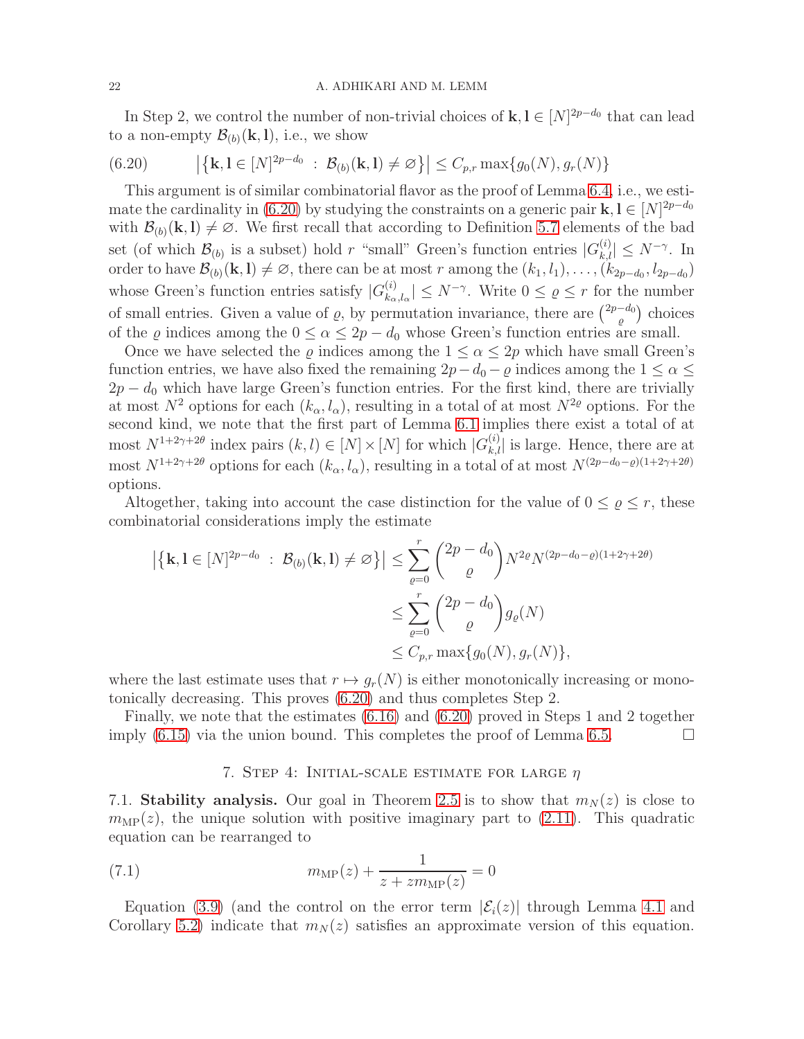In Step 2, we control the number of non-trivial choices of $\mathbf{k}, \mathbf{l} \in [N]^{2p-d_0}$ that can lead to a non-empty $\mathcal{B}_{(b)}(\mathbf{k}, \mathbf{l})$, i.e., we show

$$\left|\left\{\mathbf{k}, \mathbf{l} \in [N]^{2p-d_0} \ : \ \mathcal{B}_{(b)}(\mathbf{k}, \mathbf{l}) \neq \varnothing\right\}\right| \leq C_{p,r} \max\{g_0(N), g_r(N)\} \tag{6.20}$$

This argument is of similar combinatorial flavor as the proof of Lemma 6.4, i.e., we estimate the cardinality in (6.20) by studying the constraints on a generic pair $\mathbf{k}, \mathbf{l} \in [N]^{2p-d_0}$ with $\mathcal{B}_{(b)}(\mathbf{k}, \mathbf{l}) \neq \varnothing$. We first recall that according to Definition 5.7 elements of the bad set (of which $\mathcal{B}_{(b)}$ is a subset) hold $r$ "small" Green's function entries $|G^{(i)}_{k,l}| \leq N^{-\gamma}$. In order to have $\mathcal{B}_{(b)}(\mathbf{k}, \mathbf{l}) \neq \varnothing$, there can be at most $r$ among the $(k_1, l_1), \ldots, (k_{2p-d_0}, l_{2p-d_0})$ whose Green's function entries satisfy $|G^{(i)}_{k_\alpha, l_\alpha}| \leq N^{-\gamma}$. Write $0 \leq \varrho \leq r$ for the number of small entries. Given a value of $\varrho$, by permutation invariance, there are $\binom{2p-d_0}{\varrho}$ choices of the $\varrho$ indices among the $0 \leq \alpha \leq 2p - d_0$ whose Green's function entries are small.

Once we have selected the $\varrho$ indices among the $1 \leq \alpha \leq 2p$ which have small Green's function entries, we have also fixed the remaining $2p - d_0 - \varrho$ indices among the $1 \leq \alpha \leq 2p - d_0$ which have large Green's function entries. For the first kind, there are trivially at most $N^2$ options for each $(k_\alpha, l_\alpha)$, resulting in a total of at most $N^{2\varrho}$ options. For the second kind, we note that the first part of Lemma 6.1 implies there exist a total of at most $N^{1+2\gamma+2\theta}$ index pairs $(k, l) \in [N] \times [N]$ for which $|G^{(i)}_{k,l}|$ is large. Hence, there are at most $N^{1+2\gamma+2\theta}$ options for each $(k_\alpha, l_\alpha)$, resulting in a total of at most $N^{(2p-d_0-\varrho)(1+2\gamma+2\theta)}$ options.

Altogether, taking into account the case distinction for the value of $0 \leq \varrho \leq r$, these combinatorial considerations imply the estimate

$$\begin{aligned}
\left|\left\{\mathbf{k}, \mathbf{l} \in [N]^{2p-d_0} \ : \ \mathcal{B}_{(b)}(\mathbf{k}, \mathbf{l}) \neq \varnothing\right\}\right| &\leq \sum_{\varrho=0}^{r} \binom{2p-d_0}{\varrho} N^{2\varrho} N^{(2p-d_0-\varrho)(1+2\gamma+2\theta)} \\
&\leq \sum_{\varrho=0}^{r} \binom{2p-d_0}{\varrho} g_\varrho(N) \\
&\leq C_{p,r} \max\{g_0(N), g_r(N)\},
\end{aligned}$$

where the last estimate uses that $r \mapsto g_r(N)$ is either monotonically increasing or monotonically decreasing. This proves (6.20) and thus completes Step 2.

Finally, we note that the estimates (6.16) and (6.20) proved in Steps 1 and 2 together imply (6.15) via the union bound. This completes the proof of Lemma 6.5. $\square$

## 7. Step 4: Initial-scale estimate for large $\eta$

**7.1. Stability analysis.** Our goal in Theorem 2.5 is to show that $m_N(z)$ is close to $m_{\mathrm{MP}}(z)$, the unique solution with positive imaginary part to (2.11). This quadratic equation can be rearranged to

$$m_{\mathrm{MP}}(z) + \frac{1}{z + z m_{\mathrm{MP}}(z)} = 0 \tag{7.1}$$

Equation (3.9) (and the control on the error term $|\mathcal{E}_i(z)|$ through Lemma 4.1 and Corollary 5.2) indicate that $m_N(z)$ satisfies an approximate version of this equation.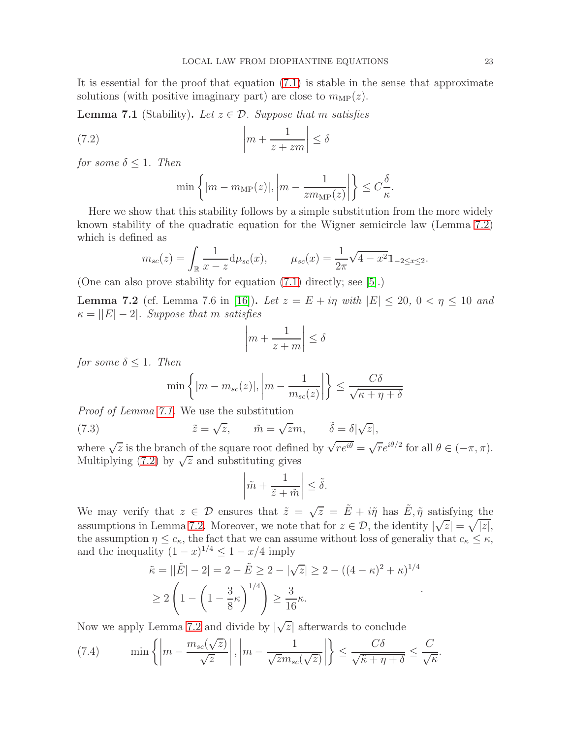It is essential for the proof that equation (7.1) is stable in the sense that approximate solutions (with positive imaginary part) are close to $m_{\mathrm{MP}}(z)$.

**Lemma 7.1** (Stability)**.** *Let $z \in \mathcal{D}$. Suppose that $m$ satisfies*

$$\left| m + \frac{1}{z + zm} \right| \leq \delta \tag{7.2}$$

*for some $\delta \leq 1$. Then*

$$\min \left\{ |m - m_{\mathrm{MP}}(z)|, \left| m - \frac{1}{z m_{\mathrm{MP}}(z)} \right| \right\} \leq C \frac{\delta}{\kappa}.$$

Here we show that this stability follows by a simple substitution from the more widely known stability of the quadratic equation for the Wigner semicircle law (Lemma 7.2) which is defined as

$$m_{sc}(z) = \int_{\mathbb{R}} \frac{1}{x - z} \mathrm{d}\mu_{sc}(x), \qquad \mu_{sc}(x) = \frac{1}{2\pi} \sqrt{4 - x^2} \mathbb{1}_{-2 \leq x \leq 2}.$$

(One can also prove stability for equation (7.1) directly; see [5].)

**Lemma 7.2** (cf. Lemma 7.6 in [16])**.** *Let $z = E + i\eta$ with $|E| \leq 20$, $0 < \eta \leq 10$ and $\kappa = ||E| - 2|$. Suppose that $m$ satisfies*

$$\left| m + \frac{1}{z + m} \right| \leq \delta$$

*for some $\delta \leq 1$. Then*

$$\min \left\{ |m - m_{sc}(z)|, \left| m - \frac{1}{m_{sc}(z)} \right| \right\} \leq \frac{C\delta}{\sqrt{\kappa + \eta + \delta}}$$

*Proof of Lemma 7.1.* We use the substitution

$$\tilde{z} = \sqrt{z}, \qquad \tilde{m} = \sqrt{z} m, \qquad \tilde{\delta} = \delta |\sqrt{z}|, \tag{7.3}$$

where $\sqrt{z}$ is the branch of the square root defined by $\sqrt{re^{i\theta}} = \sqrt{r} e^{i\theta/2}$ for all $\theta \in (-\pi, \pi)$. Multiplying (7.2) by $\sqrt{z}$ and substituting gives

$$\left| \tilde{m} + \frac{1}{\tilde{z} + \tilde{m}} \right| \leq \tilde{\delta}.$$

We may verify that $z \in \mathcal{D}$ ensures that $\tilde{z} = \sqrt{z} = \tilde{E} + i\tilde{\eta}$ has $\tilde{E}, \tilde{\eta}$ satisfying the assumptions in Lemma 7.2. Moreover, we note that for $z \in \mathcal{D}$, the identity $|\sqrt{z}| = \sqrt{|z|}$, the assumption $\eta \leq c_\kappa$, the fact that we can assume without loss of generaliy that $c_\kappa \leq \kappa$, and the inequality $(1 - x)^{1/4} \leq 1 - x/4$ imply

$$\begin{aligned}
\tilde{\kappa} &= ||\tilde{E}| - 2| = 2 - \tilde{E} \geq 2 - |\sqrt{z}| \geq 2 - ((4 - \kappa)^2 + \kappa)^{1/4} \\
&\geq 2 \left( 1 - \left( 1 - \frac{3}{8} \kappa \right)^{1/4} \right) \geq \frac{3}{16} \kappa.
\end{aligned}$$

Now we apply Lemma 7.2 and divide by $|\sqrt{z}|$ afterwards to conclude

$$\min \left\{ \left| m - \frac{m_{sc}(\sqrt{z})}{\sqrt{z}} \right|, \left| m - \frac{1}{\sqrt{z} m_{sc}(\sqrt{z})} \right| \right\} \leq \frac{C\delta}{\sqrt{\tilde{\kappa} + \eta + \delta}} \leq \frac{C}{\sqrt{\kappa}}. \tag{7.4}$$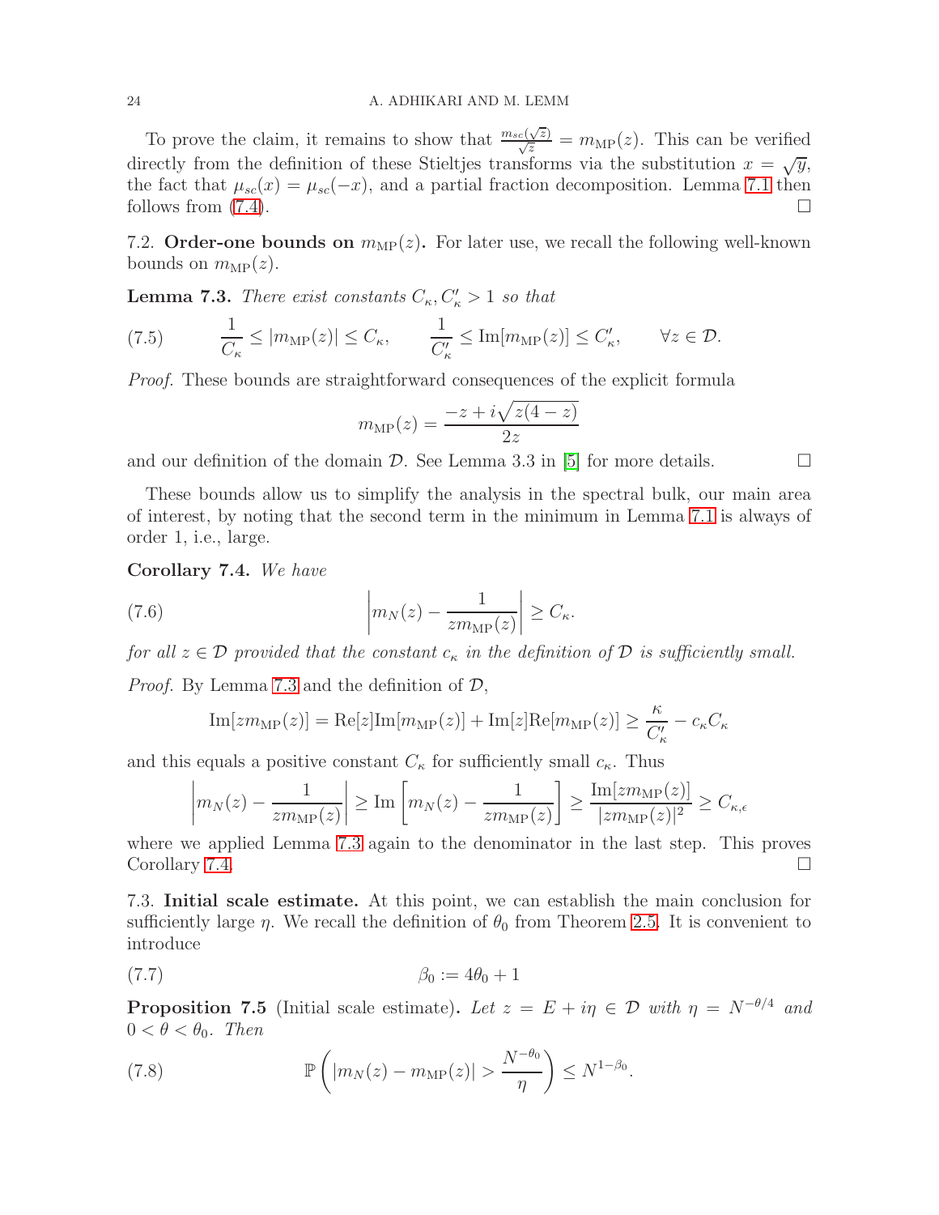To prove the claim, it remains to show that $\frac{m_{sc}(\sqrt{z})}{\sqrt{z}} = m_{\mathrm{MP}}(z)$. This can be verified directly from the definition of these Stieltjes transforms via the substitution $x = \sqrt{y}$, the fact that $\mu_{sc}(x) = \mu_{sc}(-x)$, and a partial fraction decomposition. Lemma 7.1 then follows from (7.4). $\square$

### 7.2. Order-one bounds on $m_{\mathrm{MP}}(z)$.

For later use, we recall the following well-known bounds on $m_{\mathrm{MP}}(z)$.

**Lemma 7.3.** *There exist constants $C_\kappa, C'_\kappa > 1$ so that*

$$\frac{1}{C_\kappa} \leq |m_{\mathrm{MP}}(z)| \leq C_\kappa, \qquad \frac{1}{C'_\kappa} \leq \mathrm{Im}[m_{\mathrm{MP}}(z)] \leq C'_\kappa, \qquad \forall z \in \mathcal{D}. \tag{7.5}$$

*Proof.* These bounds are straightforward consequences of the explicit formula

$$m_{\mathrm{MP}}(z) = \frac{-z + i\sqrt{z(4-z)}}{2z}$$

and our definition of the domain $\mathcal{D}$. See Lemma 3.3 in [5] for more details. $\square$

These bounds allow us to simplify the analysis in the spectral bulk, our main area of interest, by noting that the second term in the minimum in Lemma 7.1 is always of order 1, i.e., large.

**Corollary 7.4.** *We have*

$$\left| m_N(z) - \frac{1}{z m_{\mathrm{MP}}(z)} \right| \geq C_\kappa. \tag{7.6}$$

*for all $z \in \mathcal{D}$ provided that the constant $c_\kappa$ in the definition of $\mathcal{D}$ is sufficiently small.*

*Proof.* By Lemma 7.3 and the definition of $\mathcal{D}$,

$$\mathrm{Im}[z m_{\mathrm{MP}}(z)] = \mathrm{Re}[z]\mathrm{Im}[m_{\mathrm{MP}}(z)] + \mathrm{Im}[z]\mathrm{Re}[m_{\mathrm{MP}}(z)] \geq \frac{\kappa}{C'_\kappa} - c_\kappa C_\kappa$$

and this equals a positive constant $C_\kappa$ for sufficiently small $c_\kappa$. Thus

$$\left| m_N(z) - \frac{1}{z m_{\mathrm{MP}}(z)} \right| \geq \mathrm{Im}\left[ m_N(z) - \frac{1}{z m_{\mathrm{MP}}(z)} \right] \geq \frac{\mathrm{Im}[z m_{\mathrm{MP}}(z)]}{|z m_{\mathrm{MP}}(z)|^2} \geq C_{\kappa,\epsilon}$$

where we applied Lemma 7.3 again to the denominator in the last step. This proves Corollary 7.4. $\square$

### 7.3. Initial scale estimate.

At this point, we can establish the main conclusion for sufficiently large $\eta$. We recall the definition of $\theta_0$ from Theorem 2.5. It is convenient to introduce

$$\beta_0 := 4\theta_0 + 1 \tag{7.7}$$

**Proposition 7.5** (Initial scale estimate). *Let $z = E + i\eta \in \mathcal{D}$ with $\eta = N^{-\theta/4}$ and $0 < \theta < \theta_0$. Then*

$$\mathbb{P}\left( |m_N(z) - m_{\mathrm{MP}}(z)| > \frac{N^{-\theta_0}}{\eta} \right) \leq N^{1-\beta_0}. \tag{7.8}$$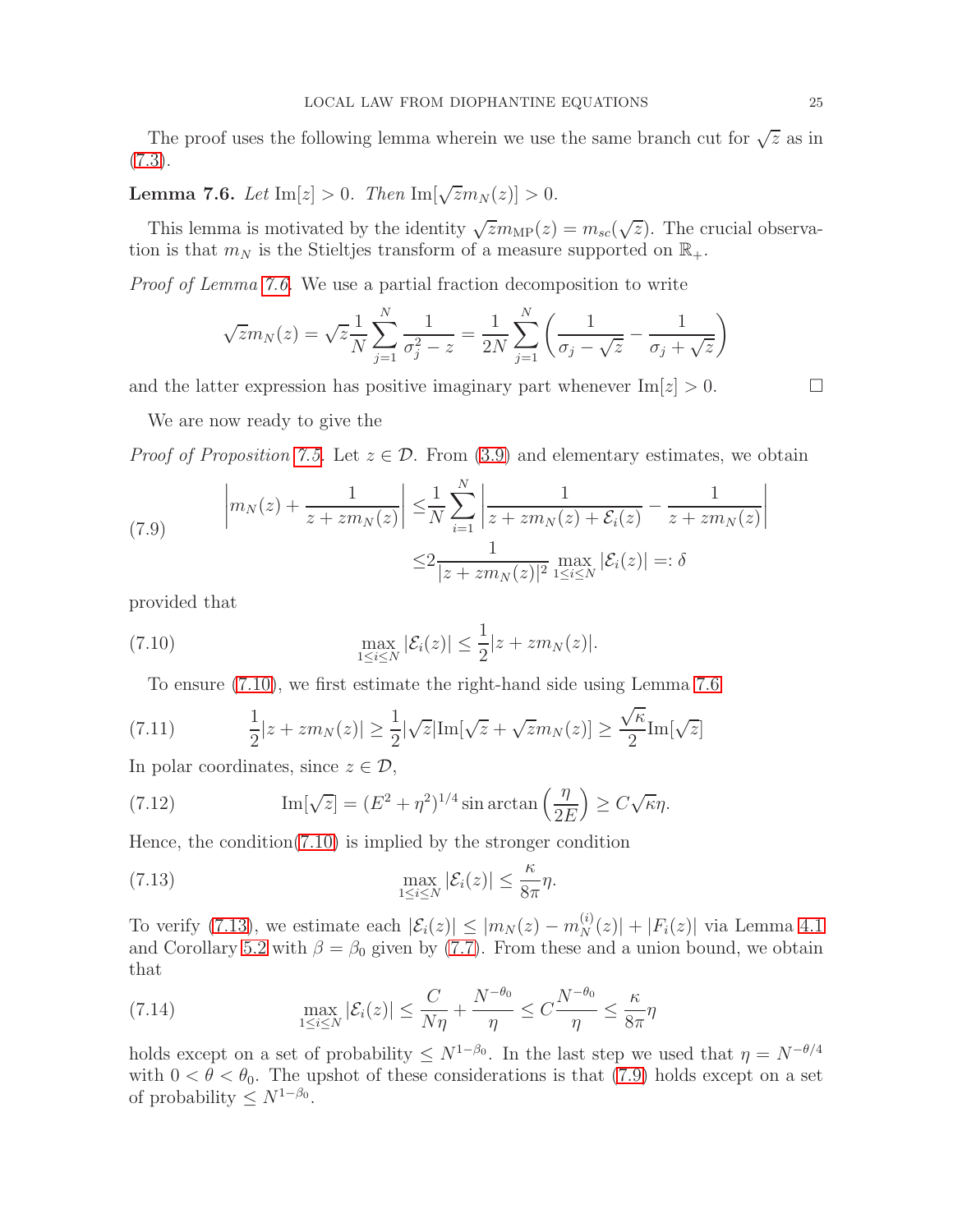The proof uses the following lemma wherein we use the same branch cut for $\sqrt{z}$ as in (7.3).

**Lemma 7.6.** *Let* $\mathrm{Im}[z] > 0$*. Then* $\mathrm{Im}[\sqrt{z} m_N(z)] > 0$*.*

This lemma is motivated by the identity $\sqrt{z} m_{\mathrm{MP}}(z) = m_{sc}(\sqrt{z})$. The crucial observation is that $m_N$ is the Stieltjes transform of a measure supported on $\mathbb{R}_+$.

*Proof of Lemma 7.6.* We use a partial fraction decomposition to write

$$\sqrt{z} m_N(z) = \sqrt{z} \frac{1}{N} \sum_{j=1}^{N} \frac{1}{\sigma_j^2 - z} = \frac{1}{2N} \sum_{j=1}^{N} \left( \frac{1}{\sigma_j - \sqrt{z}} - \frac{1}{\sigma_j + \sqrt{z}} \right)$$

and the latter expression has positive imaginary part whenever $\mathrm{Im}[z] > 0$. $\square$

We are now ready to give the

*Proof of Proposition 7.5.* Let $z \in \mathcal{D}$. From (3.9) and elementary estimates, we obtain

$$\begin{aligned} \left| m_N(z) + \frac{1}{z + z m_N(z)} \right| \leq & \frac{1}{N} \sum_{i=1}^{N} \left| \frac{1}{z + z m_N(z) + \mathcal{E}_i(z)} - \frac{1}{z + z m_N(z)} \right| \\ \leq & 2 \frac{1}{|z + z m_N(z)|^2} \max_{1 \leq i \leq N} |\mathcal{E}_i(z)| =: \delta \end{aligned} \tag{7.9}$$

provided that

$$\max_{1 \leq i \leq N} |\mathcal{E}_i(z)| \leq \frac{1}{2} |z + z m_N(z)|. \tag{7.10}$$

To ensure (7.10), we first estimate the right-hand side using Lemma 7.6

$$\frac{1}{2} |z + z m_N(z)| \geq \frac{1}{2} |\sqrt{z}| \mathrm{Im}[\sqrt{z} + \sqrt{z} m_N(z)] \geq \frac{\sqrt{\kappa}}{2} \mathrm{Im}[\sqrt{z}] \tag{7.11}$$

In polar coordinates, since $z \in \mathcal{D}$,

$$\mathrm{Im}[\sqrt{z}] = (E^2 + \eta^2)^{1/4} \sin \arctan\left( \frac{\eta}{2E} \right) \geq C \sqrt{\kappa} \eta. \tag{7.12}$$

Hence, the condition(7.10) is implied by the stronger condition

$$\max_{1 \leq i \leq N} |\mathcal{E}_i(z)| \leq \frac{\kappa}{8\pi} \eta. \tag{7.13}$$

To verify (7.13), we estimate each $|\mathcal{E}_i(z)| \leq |m_N(z) - m_N^{(i)}(z)| + |F_i(z)|$ via Lemma 4.1 and Corollary 5.2 with $\beta = \beta_0$ given by (7.7). From these and a union bound, we obtain that

$$\max_{1 \leq i \leq N} |\mathcal{E}_i(z)| \leq \frac{C}{N\eta} + \frac{N^{-\theta_0}}{\eta} \leq C \frac{N^{-\theta_0}}{\eta} \leq \frac{\kappa}{8\pi} \eta \tag{7.14}$$

holds except on a set of probability $\leq N^{1-\beta_0}$. In the last step we used that $\eta = N^{-\theta/4}$ with $0 < \theta < \theta_0$. The upshot of these considerations is that (7.9) holds except on a set of probability $\leq N^{1-\beta_0}$.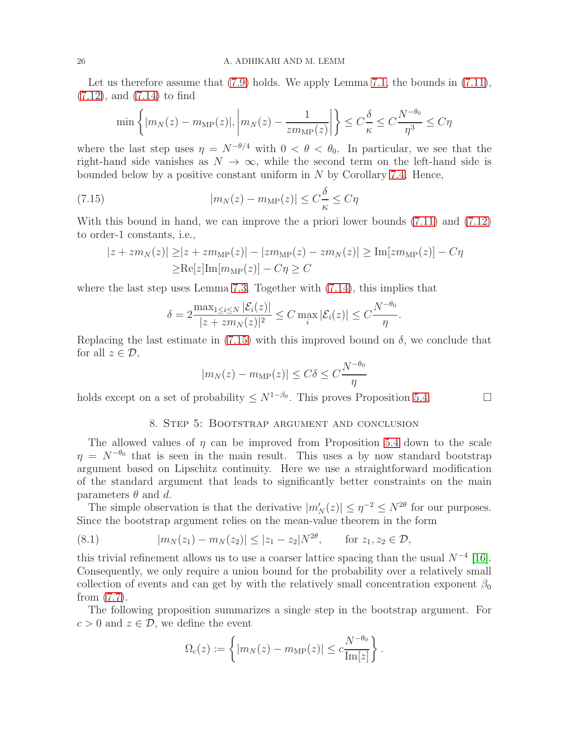Let us therefore assume that (7.9) holds. We apply Lemma 7.1, the bounds in (7.11), (7.12), and (7.14) to find

$$\min\left\{|m_N(z)-m_{\mathrm{MP}}(z)|, \left|m_N(z)-\frac{1}{zm_{\mathrm{MP}}(z)}\right|\right\} \leq C\frac{\delta}{\kappa} \leq C\frac{N^{-\theta_0}}{\eta^3} \leq C\eta$$

where the last step uses $\eta = N^{-\theta/4}$ with $0<\theta<\theta_0$. In particular, we see that the right-hand side vanishes as $N\to\infty$, while the second term on the left-hand side is bounded below by a positive constant uniform in $N$ by Corollary 7.4. Hence,

$$|m_N(z)-m_{\mathrm{MP}}(z)| \leq C\frac{\delta}{\kappa} \leq C\eta \tag{7.15}$$

With this bound in hand, we can improve the a priori lower bounds (7.11) and (7.12) to order-1 constants, i.e.,

$$\begin{aligned}|z+zm_N(z)| \geq& |z+zm_{\mathrm{MP}}(z)| - |zm_{\mathrm{MP}}(z)-zm_N(z)| \geq \mathrm{Im}[zm_{\mathrm{MP}}(z)] - C\eta\\ \geq& \mathrm{Re}[z]\mathrm{Im}[m_{\mathrm{MP}}(z)] - C\eta \geq C\end{aligned}$$

where the last step uses Lemma 7.3. Together with (7.14), this implies that

$$\delta = 2\frac{\max_{1\leq i\leq N}|\mathcal{E}_i(z)|}{|z+zm_N(z)|^2} \leq C\max_i|\mathcal{E}_i(z)| \leq C\frac{N^{-\theta_0}}{\eta}.$$

Replacing the last estimate in (7.15) with this improved bound on $\delta$, we conclude that for all $z\in\mathcal{D}$,

$$|m_N(z)-m_{\mathrm{MP}}(z)| \leq C\delta \leq C\frac{N^{-\theta_0}}{\eta}$$

holds except on a set of probability $\leq N^{1-\beta_0}$. This proves Proposition 5.4. $\square$

## 8. Step 5: Bootstrap argument and conclusion

The allowed values of $\eta$ can be improved from Proposition 5.4 down to the scale $\eta = N^{-\theta_0}$ that is seen in the main result. This uses a by now standard bootstrap argument based on Lipschitz continuity. Here we use a straightforward modification of the standard argument that leads to significantly better constraints on the main parameters $\theta$ and $d$.

The simple observation is that the derivative $|m_N'(z)| \leq \eta^{-2} \leq N^{2\theta}$ for our purposes. Since the bootstrap argument relies on the mean-value theorem in the form

$$|m_N(z_1)-m_N(z_2)| \leq |z_1-z_2|N^{2\theta}, \qquad \text{for } z_1,z_2\in\mathcal{D}, \tag{8.1}$$

this trivial refinement allows us to use a coarser lattice spacing than the usual $N^{-4}$ [16]. Consequently, we only require a union bound for the probability over a relatively small collection of events and can get by with the relatively small concentration exponent $\beta_0$ from (7.7).

The following proposition summarizes a single step in the bootstrap argument. For $c>0$ and $z\in\mathcal{D}$, we define the event

$$\Omega_c(z) := \left\{|m_N(z)-m_{\mathrm{MP}}(z)| \leq c\frac{N^{-\theta_0}}{\mathrm{Im}[z]}\right\}.$$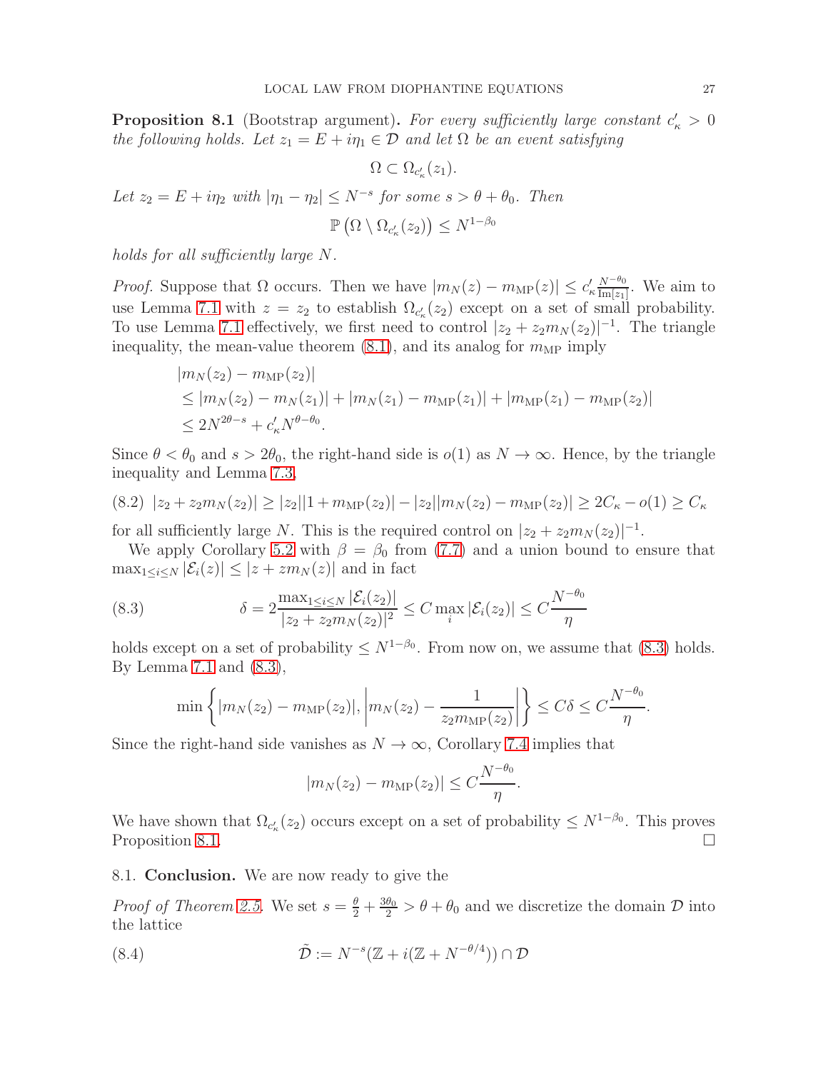**Proposition 8.1** (Bootstrap argument)**.** *For every sufficiently large constant $c'_\kappa > 0$ the following holds. Let $z_1 = E + i\eta_1 \in \mathcal{D}$ and let $\Omega$ be an event satisfying*

$$\Omega \subset \Omega_{c'_\kappa}(z_1).$$

*Let $z_2 = E + i\eta_2$ with $|\eta_1 - \eta_2| \leq N^{-s}$ for some $s > \theta + \theta_0$. Then*

$$\mathbb{P}\left(\Omega \setminus \Omega_{c'_\kappa}(z_2)\right) \leq N^{1-\beta_0}$$

*holds for all sufficiently large $N$.*

*Proof.* Suppose that $\Omega$ occurs. Then we have $|m_N(z) - m_{\mathrm{MP}}(z)| \leq c'_\kappa \frac{N^{-\theta_0}}{\mathrm{Im}[z_1]}$. We aim to use Lemma 7.1 with $z = z_2$ to establish $\Omega_{c'_\kappa}(z_2)$ except on a set of small probability. To use Lemma 7.1 effectively, we first need to control $|z_2 + z_2 m_N(z_2)|^{-1}$. The triangle inequality, the mean-value theorem (8.1), and its analog for $m_{\mathrm{MP}}$ imply

$$\begin{aligned}
&|m_N(z_2) - m_{\mathrm{MP}}(z_2)| \\
&\leq |m_N(z_2) - m_N(z_1)| + |m_N(z_1) - m_{\mathrm{MP}}(z_1)| + |m_{\mathrm{MP}}(z_1) - m_{\mathrm{MP}}(z_2)| \\
&\leq 2N^{2\theta - s} + c'_\kappa N^{\theta - \theta_0}.
\end{aligned}$$

Since $\theta < \theta_0$ and $s > 2\theta_0$, the right-hand side is $o(1)$ as $N \to \infty$. Hence, by the triangle inequality and Lemma 7.3,

$$|z_2 + z_2 m_N(z_2)| \geq |z_2||1 + m_{\mathrm{MP}}(z_2)| - |z_2||m_N(z_2) - m_{\mathrm{MP}}(z_2)| \geq 2C_\kappa - o(1) \geq C_\kappa \tag{8.2}$$

for all sufficiently large $N$. This is the required control on $|z_2 + z_2 m_N(z_2)|^{-1}$.

We apply Corollary 5.2 with $\beta = \beta_0$ from (7.7) and a union bound to ensure that $\max_{1\leq i\leq N} |\mathcal{E}_i(z)| \leq |z + z m_N(z)|$ and in fact

$$\delta = 2\frac{\max_{1\leq i\leq N} |\mathcal{E}_i(z_2)|}{|z_2 + z_2 m_N(z_2)|^2} \leq C \max_i |\mathcal{E}_i(z_2)| \leq C\frac{N^{-\theta_0}}{\eta} \tag{8.3}$$

holds except on a set of probability $\leq N^{1-\beta_0}$. From now on, we assume that (8.3) holds. By Lemma 7.1 and (8.3),

$$\min\left\{|m_N(z_2) - m_{\mathrm{MP}}(z_2)|, \left|m_N(z_2) - \frac{1}{z_2 m_{\mathrm{MP}}(z_2)}\right|\right\} \leq C\delta \leq C\frac{N^{-\theta_0}}{\eta}.$$

Since the right-hand side vanishes as $N \to \infty$, Corollary 7.4 implies that

$$|m_N(z_2) - m_{\mathrm{MP}}(z_2)| \leq C\frac{N^{-\theta_0}}{\eta}.$$

We have shown that $\Omega_{c'_\kappa}(z_2)$ occurs except on a set of probability $\leq N^{1-\beta_0}$. This proves Proposition 8.1. $\square$

## 8.1. Conclusion.

We are now ready to give the

*Proof of Theorem 2.5.* We set $s = \frac{\theta}{2} + \frac{3\theta_0}{2} > \theta + \theta_0$ and we discretize the domain $\mathcal{D}$ into the lattice

$$\tilde{\mathcal{D}} := N^{-s}(\mathbb{Z} + i(\mathbb{Z} + N^{-\theta/4})) \cap \mathcal{D} \tag{8.4}$$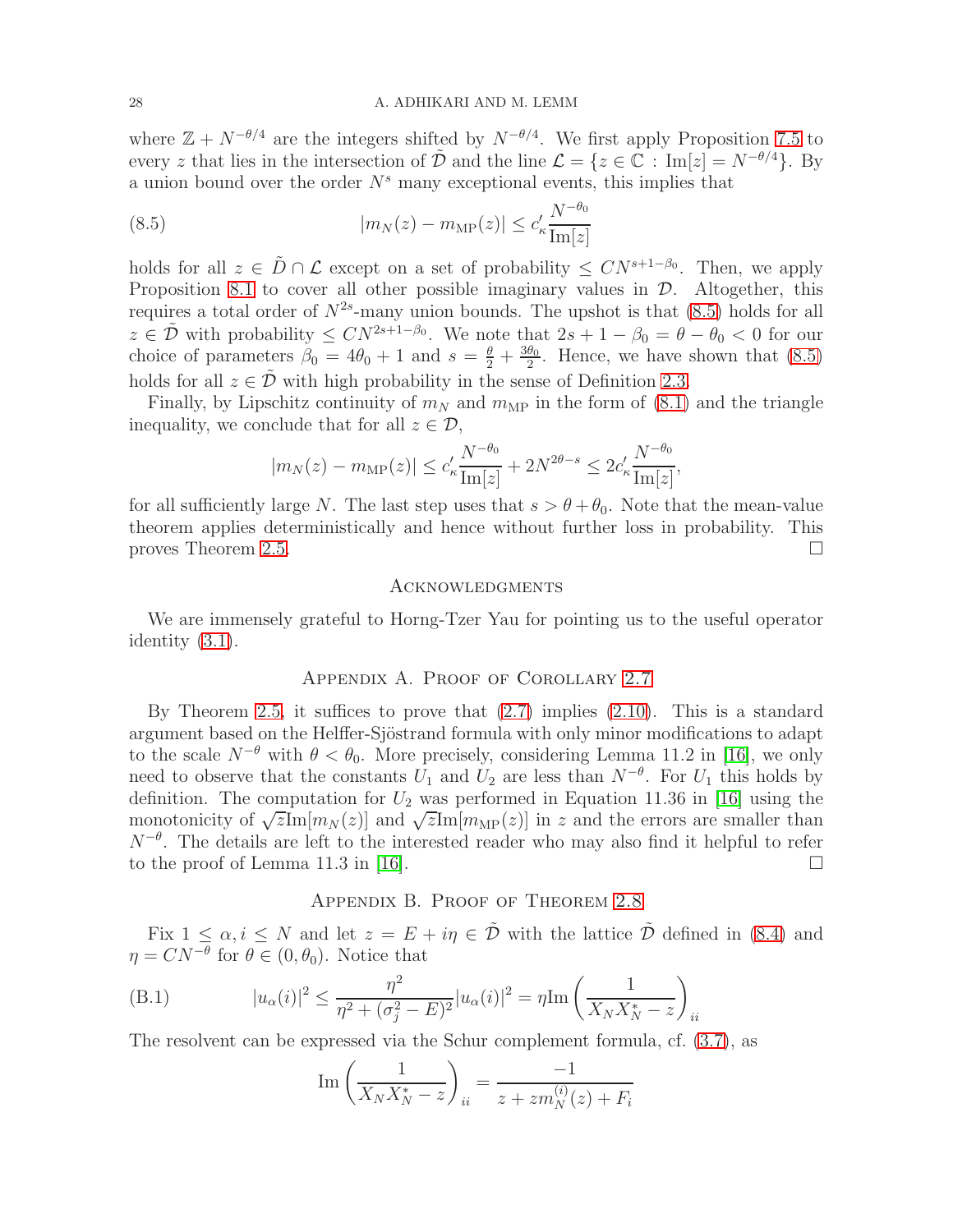where $\mathbb{Z} + N^{-\theta/4}$ are the integers shifted by $N^{-\theta/4}$. We first apply Proposition 7.5 to every $z$ that lies in the intersection of $\tilde{\mathcal{D}}$ and the line $\mathcal{L} = \{z \in \mathbb{C} : \mathrm{Im}[z] = N^{-\theta/4}\}$. By a union bound over the order $N^s$ many exceptional events, this implies that

$$|m_N(z) - m_{\mathrm{MP}}(z)| \leq c'_\kappa \frac{N^{-\theta_0}}{\mathrm{Im}[z]} \tag{8.5}$$

holds for all $z \in \tilde{D} \cap \mathcal{L}$ except on a set of probability $\leq CN^{s+1-\beta_0}$. Then, we apply Proposition 8.1 to cover all other possible imaginary values in $\mathcal{D}$. Altogether, this requires a total order of $N^{2s}$-many union bounds. The upshot is that (8.5) holds for all $z \in \tilde{\mathcal{D}}$ with probability $\leq CN^{2s+1-\beta_0}$. We note that $2s + 1 - \beta_0 = \theta - \theta_0 < 0$ for our choice of parameters $\beta_0 = 4\theta_0 + 1$ and $s = \frac{\theta}{2} + \frac{3\theta_0}{2}$. Hence, we have shown that (8.5) holds for all $z \in \tilde{\mathcal{D}}$ with high probability in the sense of Definition 2.3.

Finally, by Lipschitz continuity of $m_N$ and $m_{\mathrm{MP}}$ in the form of (8.1) and the triangle inequality, we conclude that for all $z \in \mathcal{D}$,

$$|m_N(z) - m_{\mathrm{MP}}(z)| \leq c'_\kappa \frac{N^{-\theta_0}}{\mathrm{Im}[z]} + 2N^{2\theta - s} \leq 2c'_\kappa \frac{N^{-\theta_0}}{\mathrm{Im}[z]},$$

for all sufficiently large $N$. The last step uses that $s > \theta + \theta_0$. Note that the mean-value theorem applies deterministically and hence without further loss in probability. This proves Theorem 2.5. $\square$

## Acknowledgments

We are immensely grateful to Horng-Tzer Yau for pointing us to the useful operator identity (3.1).

## Appendix A. Proof of Corollary 2.7

By Theorem 2.5, it suffices to prove that (2.7) implies (2.10). This is a standard argument based on the Helffer-Sjöstrand formula with only minor modifications to adapt to the scale $N^{-\theta}$ with $\theta < \theta_0$. More precisely, considering Lemma 11.2 in [16], we only need to observe that the constants $U_1$ and $U_2$ are less than $N^{-\theta}$. For $U_1$ this holds by definition. The computation for $U_2$ was performed in Equation 11.36 in [16] using the monotonicity of $\sqrt{z}\mathrm{Im}[m_N(z)]$ and $\sqrt{z}\mathrm{Im}[m_{\mathrm{MP}}(z)]$ in $z$ and the errors are smaller than $N^{-\theta}$. The details are left to the interested reader who may also find it helpful to refer to the proof of Lemma 11.3 in [16]. $\square$

## Appendix B. Proof of Theorem 2.8

Fix $1 \leq \alpha, i \leq N$ and let $z = E + i\eta \in \tilde{\mathcal{D}}$ with the lattice $\tilde{\mathcal{D}}$ defined in (8.4) and $\eta = CN^{-\theta}$ for $\theta \in (0, \theta_0)$. Notice that

$$|u_\alpha(i)|^2 \leq \frac{\eta^2}{\eta^2 + (\sigma_j^2 - E)^2}|u_\alpha(i)|^2 = \eta \mathrm{Im}\left(\frac{1}{X_N X_N^* - z}\right)_{ii} \tag{B.1}$$

The resolvent can be expressed via the Schur complement formula, cf. (3.7), as

$$\mathrm{Im}\left(\frac{1}{X_N X_N^* - z}\right)_{ii} = \frac{-1}{z + zm_N^{(i)}(z) + F_i}$$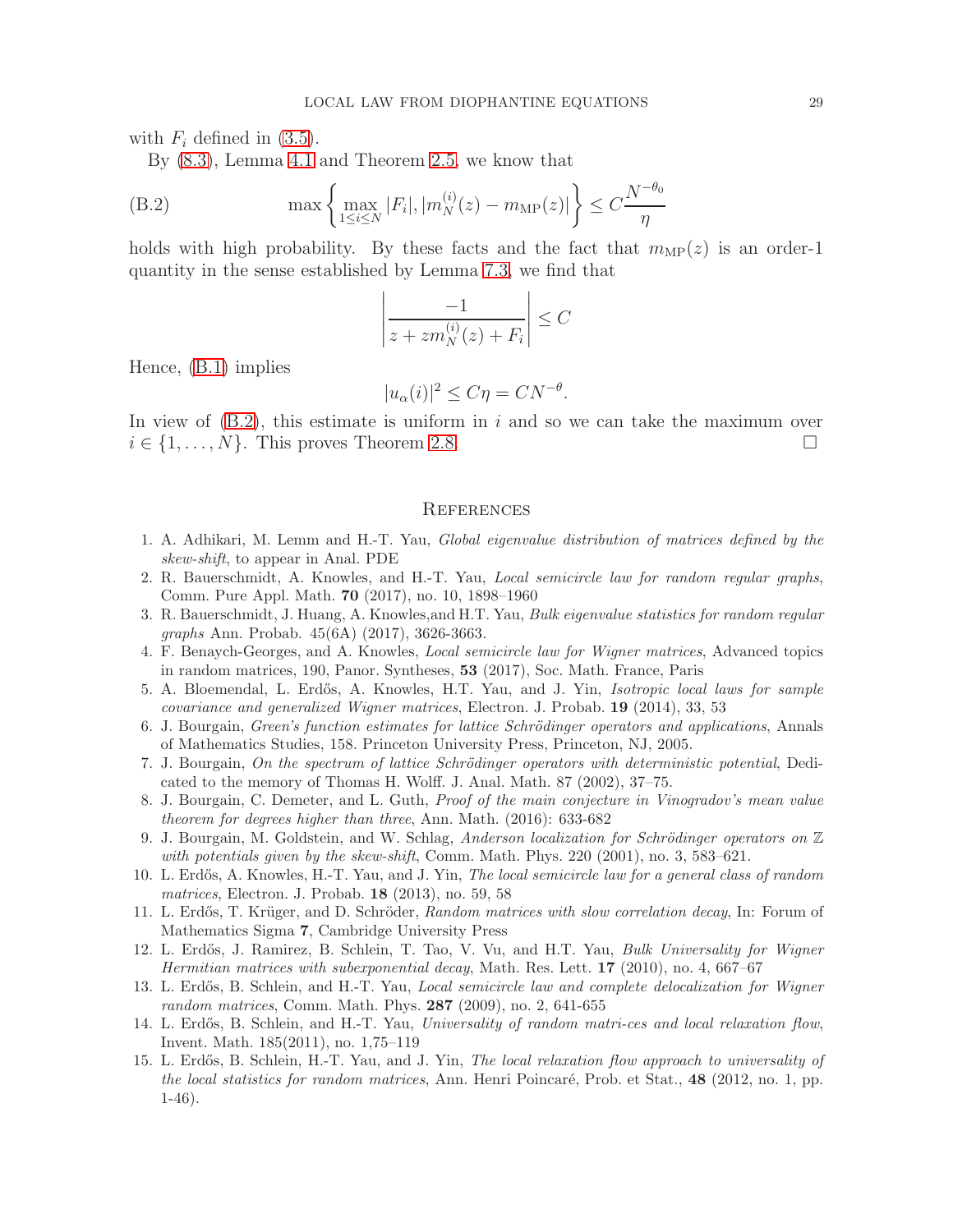with $F_i$ defined in (3.5).

By (8.3), Lemma 4.1 and Theorem 2.5, we know that

$$\max\left\{\max_{1\leq i\leq N}|F_i|, |m_N^{(i)}(z)-m_{\mathrm{MP}}(z)|\right\} \leq C\frac{N^{-\theta_0}}{\eta} \tag{B.2}$$

holds with high probability. By these facts and the fact that $m_{\mathrm{MP}}(z)$ is an order-1 quantity in the sense established by Lemma 7.3, we find that

$$\left|\frac{-1}{z+zm_N^{(i)}(z)+F_i}\right| \leq C$$

Hence, (B.1) implies

$$|u_\alpha(i)|^2 \leq C\eta = CN^{-\theta}.$$

In view of (B.2), this estimate is uniform in $i$ and so we can take the maximum over $i \in \{1,\dots,N\}$. This proves Theorem 2.8. □

## References

1. A. Adhikari, M. Lemm and H.-T. Yau, *Global eigenvalue distribution of matrices defined by the skew-shift*, to appear in Anal. PDE
2. R. Bauerschmidt, A. Knowles, and H.-T. Yau, *Local semicircle law for random regular graphs*, Comm. Pure Appl. Math. **70** (2017), no. 10, 1898–1960
3. R. Bauerschmidt, J. Huang, A. Knowles,and H.T. Yau, *Bulk eigenvalue statistics for random regular graphs* Ann. Probab. 45(6A) (2017), 3626-3663.
4. F. Benaych-Georges, and A. Knowles, *Local semicircle law for Wigner matrices*, Advanced topics in random matrices, 190, Panor. Syntheses, **53** (2017), Soc. Math. France, Paris
5. A. Bloemendal, L. Erdős, A. Knowles, H.T. Yau, and J. Yin, *Isotropic local laws for sample covariance and generalized Wigner matrices*, Electron. J. Probab. **19** (2014), 33, 53
6. J. Bourgain, *Green's function estimates for lattice Schrödinger operators and applications*, Annals of Mathematics Studies, 158. Princeton University Press, Princeton, NJ, 2005.
7. J. Bourgain, *On the spectrum of lattice Schrödinger operators with deterministic potential*, Dedicated to the memory of Thomas H. Wolff. J. Anal. Math. 87 (2002), 37–75.
8. J. Bourgain, C. Demeter, and L. Guth, *Proof of the main conjecture in Vinogradov's mean value theorem for degrees higher than three*, Ann. Math. (2016): 633-682
9. J. Bourgain, M. Goldstein, and W. Schlag, *Anderson localization for Schrödinger operators on $\mathbb{Z}$ with potentials given by the skew-shift*, Comm. Math. Phys. 220 (2001), no. 3, 583–621.
10. L. Erdős, A. Knowles, H.-T. Yau, and J. Yin, *The local semicircle law for a general class of random matrices*, Electron. J. Probab. **18** (2013), no. 59, 58
11. L. Erdős, T. Krüger, and D. Schröder, *Random matrices with slow correlation decay*, In: Forum of Mathematics Sigma **7**, Cambridge University Press
12. L. Erdős, J. Ramirez, B. Schlein, T. Tao, V. Vu, and H.T. Yau, *Bulk Universality for Wigner Hermitian matrices with subexponential decay*, Math. Res. Lett. **17** (2010), no. 4, 667–67
13. L. Erdős, B. Schlein, and H.-T. Yau, *Local semicircle law and complete delocalization for Wigner random matrices*, Comm. Math. Phys. **287** (2009), no. 2, 641-655
14. L. Erdős, B. Schlein, and H.-T. Yau, *Universality of random matri-ces and local relaxation flow*, Invent. Math. 185(2011), no. 1,75–119
15. L. Erdős, B. Schlein, H.-T. Yau, and J. Yin, *The local relaxation flow approach to universality of the local statistics for random matrices*, Ann. Henri Poincaré, Prob. et Stat., **48** (2012, no. 1, pp. 1-46).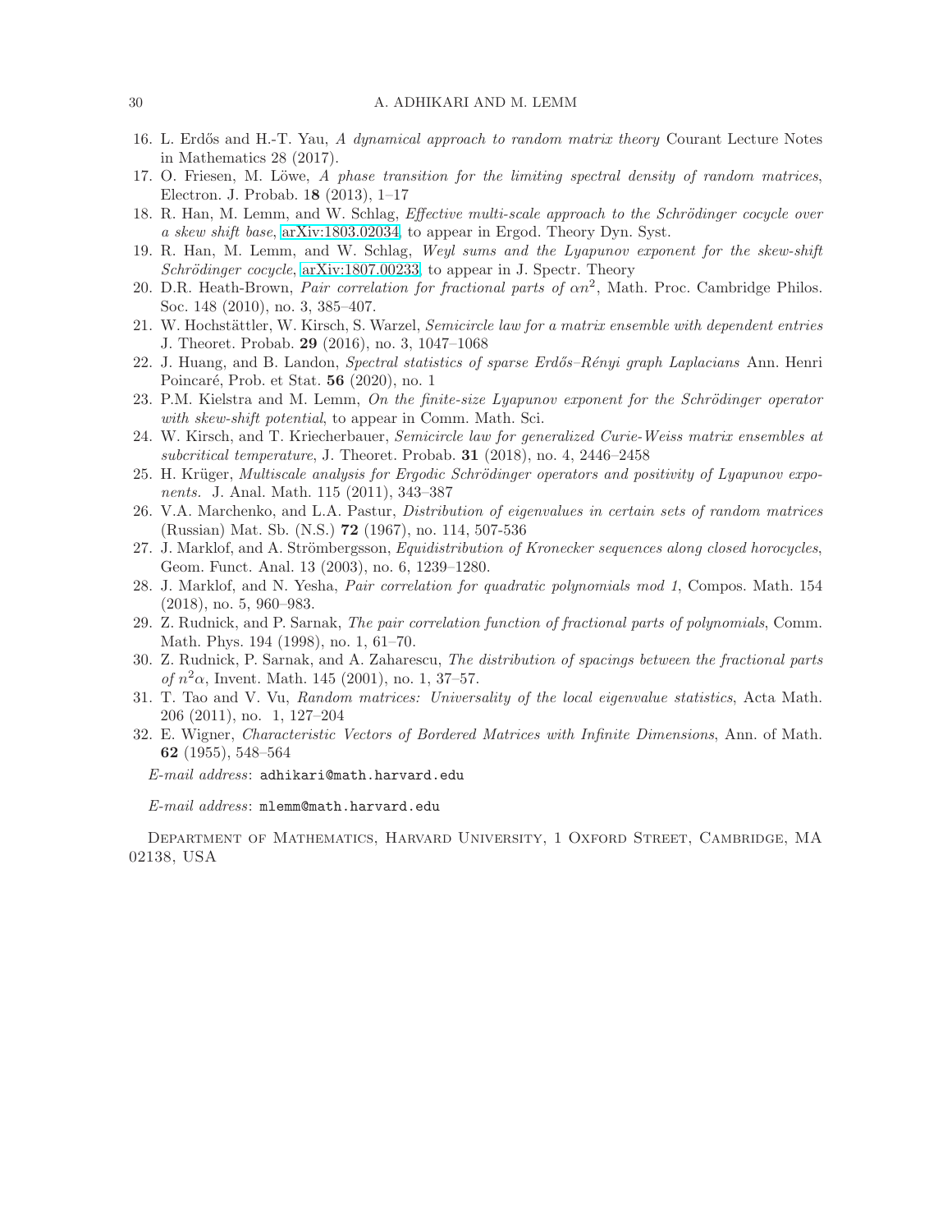16. L. Erdős and H.-T. Yau, *A dynamical approach to random matrix theory* Courant Lecture Notes in Mathematics 28 (2017).
17. O. Friesen, M. Löwe, *A phase transition for the limiting spectral density of random matrices*, Electron. J. Probab. 1**8** (2013), 1–17
18. R. Han, M. Lemm, and W. Schlag, *Effective multi-scale approach to the Schrödinger cocycle over a skew shift base*, arXiv:1803.02034, to appear in Ergod. Theory Dyn. Syst.
19. R. Han, M. Lemm, and W. Schlag, *Weyl sums and the Lyapunov exponent for the skew-shift Schrödinger cocycle*, arXiv:1807.00233, to appear in J. Spectr. Theory
20. D.R. Heath-Brown, *Pair correlation for fractional parts of $\alpha n^2$*, Math. Proc. Cambridge Philos. Soc. 148 (2010), no. 3, 385–407.
21. W. Hochstättler, W. Kirsch, S. Warzel, *Semicircle law for a matrix ensemble with dependent entries* J. Theoret. Probab. **29** (2016), no. 3, 1047–1068
22. J. Huang, and B. Landon, *Spectral statistics of sparse Erdős–Rényi graph Laplacians* Ann. Henri Poincaré, Prob. et Stat. **56** (2020), no. 1
23. P.M. Kielstra and M. Lemm, *On the finite-size Lyapunov exponent for the Schrödinger operator with skew-shift potential*, to appear in Comm. Math. Sci.
24. W. Kirsch, and T. Kriecherbauer, *Semicircle law for generalized Curie-Weiss matrix ensembles at subcritical temperature*, J. Theoret. Probab. **31** (2018), no. 4, 2446–2458
25. H. Krüger, *Multiscale analysis for Ergodic Schrödinger operators and positivity of Lyapunov exponents.* J. Anal. Math. 115 (2011), 343–387
26. V.A. Marchenko, and L.A. Pastur, *Distribution of eigenvalues in certain sets of random matrices* (Russian) Mat. Sb. (N.S.) **72** (1967), no. 114, 507-536
27. J. Marklof, and A. Strömbergsson, *Equidistribution of Kronecker sequences along closed horocycles*, Geom. Funct. Anal. 13 (2003), no. 6, 1239–1280.
28. J. Marklof, and N. Yesha, *Pair correlation for quadratic polynomials mod 1*, Compos. Math. 154 (2018), no. 5, 960–983.
29. Z. Rudnick, and P. Sarnak, *The pair correlation function of fractional parts of polynomials*, Comm. Math. Phys. 194 (1998), no. 1, 61–70.
30. Z. Rudnick, P. Sarnak, and A. Zaharescu, *The distribution of spacings between the fractional parts of $n^2\alpha$*, Invent. Math. 145 (2001), no. 1, 37–57.
31. T. Tao and V. Vu, *Random matrices: Universality of the local eigenvalue statistics*, Acta Math. 206 (2011), no. 1, 127–204
32. E. Wigner, *Characteristic Vectors of Bordered Matrices with Infinite Dimensions*, Ann. of Math. **62** (1955), 548–564

*E-mail address*: adhikari@math.harvard.edu

*E-mail address*: mlemm@math.harvard.edu

Department of Mathematics, Harvard University, 1 Oxford Street, Cambridge, MA 02138, USA